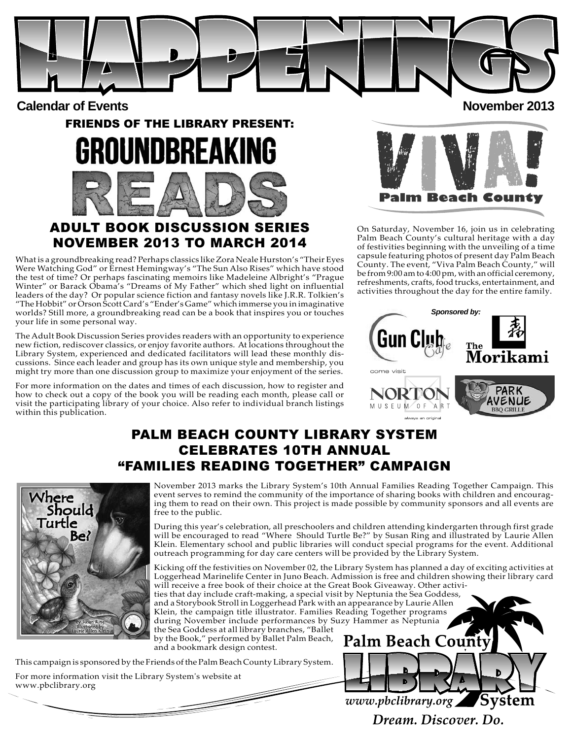# HAPPENINGS

**Calendar of Events** **November 2013**

## FRIENDS OF THE LIBRARY PRESENT:

# GROUNDBREAKING READS

## ADULT BOOK DISCUSSION SERIES NOVEMBER 2013 TO MARCH 2014

What is a groundbreaking read? Perhaps classics like Zora Neale Hurston's "Their Eyes Were Watching God" or Ernest Hemingway's "The Sun Also Rises" which have stood the test of time? Or perhaps fascinating memoirs like Madeleine Albright's "Prague Winter" or Barack Obama's "Dreams of My Father" which shed light on influential leaders of the day? Or popular science fiction and fantasy novels like J.R.R. Tolkien's "The Hobbit" or Orson Scott Card's "Ender's Game" which immerse you in imaginative worlds? Still more, a groundbreaking read can be a book that inspires you or touches your life in some personal way.

The Adult Book Discussion Series provides readers with an opportunity to experience new fiction, rediscover classics, or enjoy favorite authors. At locations throughout the Library System, experienced and dedicated facilitators will lead these monthly discussions. Since each leader and group has its own unique style and membership, you might try more than one discussion group to maximize your enjoyment of the series.

For more information on the dates and times of each discussion, how to register and how to check out a copy of the book you will be reading each month, please call or visit the participating library of your choice. Also refer to individual branch listings within this publication.

# VIVA! Palm Beach County

On Saturday, November 16, join us in celebrating Palm Beach County's cultural heritage with a day of festivities beginning with the unveiling of a time capsule featuring photos of present day Palm Beach County. The event, "Viva Palm Beach County," will be from 9:00 am to 4:00 pm, with an official ceremony, refreshments, crafts, food trucks, entertainment, and activities throughout the day for the entire family.

*Sponsored by:*

Gun Club Cafe

The Morikami

come visit NORTON MUSEUM OF ART always an original

PARK AVENUE BBQ GRILLE

## PALM BEACH COUNTY LIBRARY SYSTEM CELEBRATES 10TH ANNUAL "FAMILIES READING TOGETHER" CAMPAIGN

November 2013 marks the Library System's 10th Annual Families Reading Together Campaign. This event serves to remind the community of the importance of sharing books with children and encouraging them to read on their own. This project is made possible by community sponsors and all events are free to the public.

During this year's celebration, all preschoolers and children attending kindergarten through first grade will be encouraged to read "Where Should Turtle Be?" by Susan Ring and illustrated by Laurie Allen Klein. Elementary school and public libraries will conduct special programs for the event. Additional outreach programming for day care centers will be provided by the Library System.

Kicking off the festivities on November 02, the Library System has planned a day of exciting activities at Loggerhead Marinelife Center in Juno Beach. Admission is free and children showing their library card will receive a free book of their choice at the Great Book Giveaway. Other activities that day include craft-making, a special visit by Neptunia the Sea Goddess, and a Storybook Stroll in Loggerhead Park with an appearance by Laurie Allen Klein, the campaign title illustrator. Families Reading Together programs during November include performances by Suzy Hammer as Neptunia the Sea Goddess at all library branches, "Ballet by the Book," performed by Ballet Palm Beach, and a bookmark design contest.

This campaign is sponsored by the Friends of the Palm Beach County Library System.

For more information visit the Library System's website at www.pbclibrary.org

Palm Beach County LIBRARY System
www.pbclibrary.org
*Dream. Discover. Do.*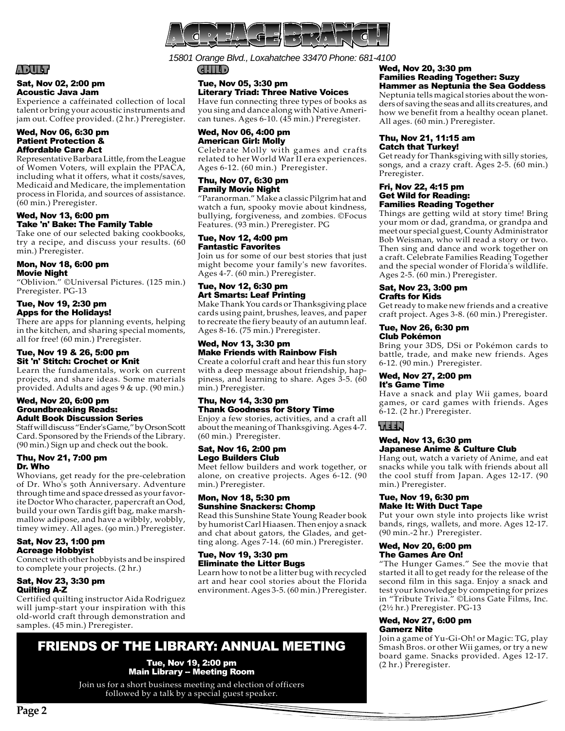# ACREAGE BRANCH

*15801 Orange Blvd., Loxahatchee 33470 Phone: 681-4100*

## ADULT

**Sat, Nov 02, 2:00 pm**
**Acoustic Java Jam**

Experience a caffeinated collection of local talent or bring your acoustic instruments and jam out. Coffee provided. (2 hr.) Preregister.

**Wed, Nov 06, 6:30 pm**
**Patient Protection & Affordable Care Act**

Representative Barbara Little, from the League of Women Voters, will explain the PPACA, including what it offers, what it costs/saves, Medicaid and Medicare, the implementation process in Florida, and sources of assistance. (60 min.) Preregister.

**Wed, Nov 13, 6:00 pm**
**Take 'n' Bake: The Family Table**

Take one of our selected baking cookbooks, try a recipe, and discuss your results. (60 min.) Preregister.

**Mon, Nov 18, 6:00 pm**
**Movie Night**

"Oblivion." ©Universal Pictures. (125 min.) Preregister. PG-13

**Tue, Nov 19, 2:30 pm**
**Apps for the Holidays!**

There are apps for planning events, helping in the kitchen, and sharing special moments, all for free! (60 min.) Preregister.

**Tue, Nov 19 & 26, 5:00 pm**
**Sit 'n' Stitch: Crochet or Knit**

Learn the fundamentals, work on current projects, and share ideas. Some materials provided. Adults and ages 9 & up. (90 min.)

**Wed, Nov 20, 6:00 pm**
**Groundbreaking Reads: Adult Book Discussion Series**

Staff will discuss "Ender's Game," by Orson Scott Card. Sponsored by the Friends of the Library. (90 min.) Sign up and check out the book.

**Thu, Nov 21, 7:00 pm**
**Dr. Who**

Whovians, get ready for the pre-celebration of Dr. Who's 50th Anniversary. Adventure through time and space dressed as your favorite Doctor Who character, papercraft an Ood, build your own Tardis gift bag, make marshmallow adipose, and have a wibbly, wobbly, timey wimey. All ages. (90 min.) Preregister.

**Sat, Nov 23, 1:00 pm**
**Acreage Hobbyist**

Connect with other hobbyists and be inspired to complete your projects. (2 hr.)

**Sat, Nov 23, 3:30 pm**
**Quilting A-Z**

Certified quilting instructor Aida Rodriguez will jump-start your inspiration with this old-world craft through demonstration and samples. (45 min.) Preregister.

## CHILD

**Tue, Nov 05, 3:30 pm**
**Literary Triad: Three Native Voices**

Have fun connecting three types of books as you sing and dance along with Native American tunes. Ages 6-10. (45 min.) Preregister.

**Wed, Nov 06, 4:00 pm**
**American Girl: Molly**

Celebrate Molly with games and crafts related to her World War II era experiences. Ages 6-12. (60 min.) Preregister.

**Thu, Nov 07, 6:30 pm**
**Family Movie Night**

"Paranorman." Make a classic Pilgrim hat and watch a fun, spooky movie about kindness, bullying, forgiveness, and zombies. ©Focus Features. (93 min.) Preregister. PG

**Tue, Nov 12, 4:00 pm**
**Fantastic Favorites**

Join us for some of our best stories that just might become your family's new favorites. Ages 4-7. (60 min.) Preregister.

**Tue, Nov 12, 6:30 pm**
**Art Smarts: Leaf Printing**

Make Thank You cards or Thanksgiving place cards using paint, brushes, leaves, and paper to recreate the fiery beauty of an autumn leaf. Ages 8-16. (75 min.) Preregister.

**Wed, Nov 13, 3:30 pm**
**Make Friends with Rainbow Fish**

Create a colorful craft and hear this fun story with a deep message about friendship, happiness, and learning to share. Ages 3-5. (60 min.) Preregister.

**Thu, Nov 14, 3:30 pm**
**Thank Goodness for Story Time**

Enjoy a few stories, activities, and a craft all about the meaning of Thanksgiving. Ages 4-7. (60 min.) Preregister.

**Sat, Nov 16, 2:00 pm**
**Lego Builders Club**

Meet fellow builders and work together, or alone, on creative projects. Ages 6-12. (90 min.) Preregister.

**Mon, Nov 18, 5:30 pm**
**Sunshine Snackers: Chomp**

Read this Sunshine State Young Reader book by humorist Carl Hiaasen. Then enjoy a snack and chat about gators, the Glades, and getting along. Ages 7-14. (60 min.) Preregister.

**Tue, Nov 19, 3:30 pm**
**Eliminate the Litter Bugs**

Learn how to not be a litter bug with recycled art and hear cool stories about the Florida environment. Ages 3-5. (60 min.) Preregister.

**Wed, Nov 20, 3:30 pm**
**Families Reading Together: Suzy Hammer as Neptunia the Sea Goddess**

Neptunia tells magical stories about the wonders of saving the seas and all its creatures, and how we benefit from a healthy ocean planet. All ages. (60 min.) Preregister.

**Thu, Nov 21, 11:15 am**
**Catch that Turkey!**

Get ready for Thanksgiving with silly stories, songs, and a crazy craft. Ages 2-5. (60 min.) Preregister.

**Fri, Nov 22, 4:15 pm**
**Get Wild for Reading: Families Reading Together**

Things are getting wild at story time! Bring your mom or dad, grandma, or grandpa and meet our special guest, County Administrator Bob Weisman, who will read a story or two. Then sing and dance and work together on a craft. Celebrate Families Reading Together and the special wonder of Florida's wildlife. Ages 2-5. (60 min.) Preregister.

**Sat, Nov 23, 3:00 pm**
**Crafts for Kids**

Get ready to make new friends and a creative craft project. Ages 3-8. (60 min.) Preregister.

**Tue, Nov 26, 6:30 pm**
**Club Pokémon**

Bring your 3DS, DSi or Pokémon cards to battle, trade, and make new friends. Ages 6-12. (90 min.) Preregister.

**Wed, Nov 27, 2:00 pm**
**It's Game Time**

Have a snack and play Wii games, board games, or card games with friends. Ages 6-12. (2 hr.) Preregister.

## TEEN

**Wed, Nov 13, 6:30 pm**
**Japanese Anime & Culture Club**

Hang out, watch a variety of Anime, and eat snacks while you talk with friends about all the cool stuff from Japan. Ages 12-17. (90 min.) Preregister.

**Tue, Nov 19, 6:30 pm**
**Make It: With Duct Tape**

Put your own style into projects like wrist bands, rings, wallets, and more. Ages 12-17. (90 min.-2 hr.) Preregister.

**Wed, Nov 20, 6:00 pm**
**The Games Are On!**

"The Hunger Games." See the movie that started it all to get ready for the release of the second film in this saga. Enjoy a snack and test your knowledge by competing for prizes in "Tribute Trivia." ©Lions Gate Films, Inc. (2½ hr.) Preregister. PG-13

**Wed, Nov 27, 6:00 pm**
**Gamerz Nite**

Join a game of Yu-Gi-Oh! or Magic: TG, play Smash Bros. or other Wii games, or try a new board game. Snacks provided. Ages 12-17. (2 hr.) Preregister.

## FRIENDS OF THE LIBRARY: ANNUAL MEETING

**Tue, Nov 19, 2:00 pm**
**Main Library -- Meeting Room**

Join us for a short business meeting and election of officers followed by a talk by a special guest speaker.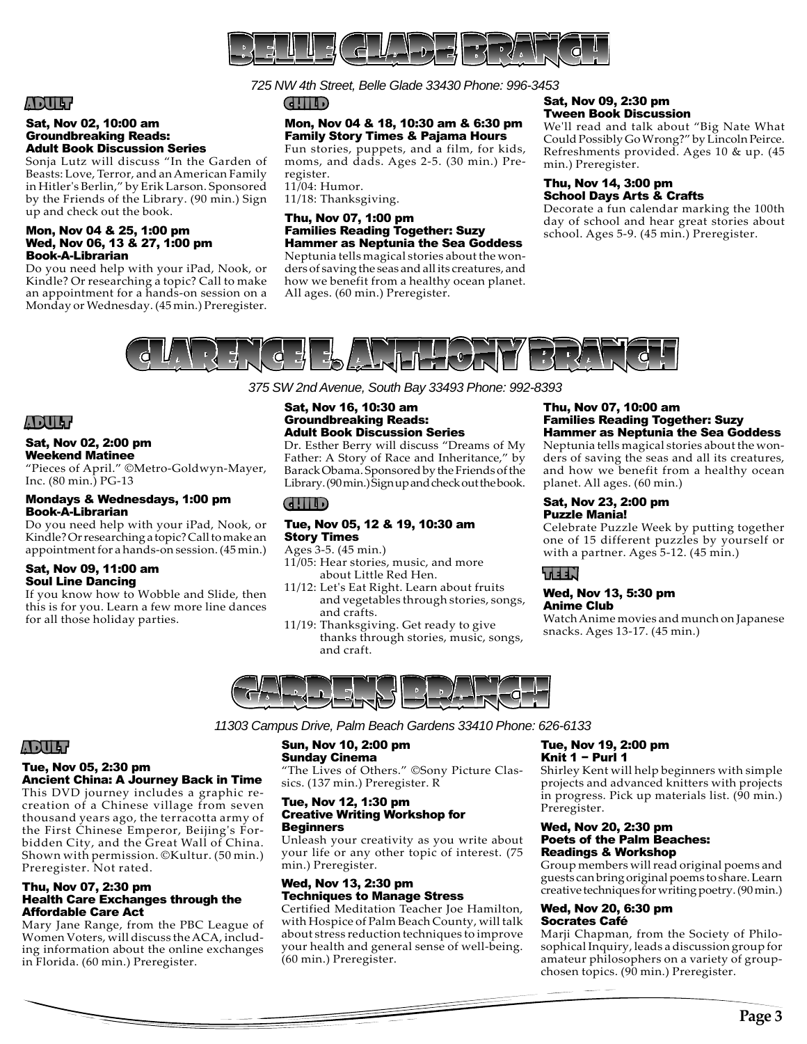# Belle Glade Branch

*725 NW 4th Street, Belle Glade 33430 Phone: 996-3453*

## Adult

### Sat, Nov 02, 10:00 am
**Groundbreaking Reads: Adult Book Discussion Series**

Sonja Lutz will discuss "In the Garden of Beasts: Love, Terror, and an American Family in Hitler's Berlin," by Erik Larson. Sponsored by the Friends of the Library. (90 min.) Sign up and check out the book.

### Mon, Nov 04 & 25, 1:00 pm
### Wed, Nov 06, 13 & 27, 1:00 pm
**Book-A-Librarian**

Do you need help with your iPad, Nook, or Kindle? Or researching a topic? Call to make an appointment for a hands-on session on a Monday or Wednesday. (45 min.) Preregister.

## Child

### Mon, Nov 04 & 18, 10:30 am & 6:30 pm
**Family Story Times & Pajama Hours**

Fun stories, puppets, and a film, for kids, moms, and dads. Ages 2-5. (30 min.) Preregister.
11/04: Humor.
11/18: Thanksgiving.

### Thu, Nov 07, 1:00 pm
**Families Reading Together: Suzy Hammer as Neptunia the Sea Goddess**

Neptunia tells magical stories about the wonders of saving the seas and all its creatures, and how we benefit from a healthy ocean planet. All ages. (60 min.) Preregister.

### Sat, Nov 09, 2:30 pm
**Tween Book Discussion**

We'll read and talk about "Big Nate What Could Possibly Go Wrong?" by Lincoln Peirce. Refreshments provided. Ages 10 & up. (45 min.) Preregister.

### Thu, Nov 14, 3:00 pm
**School Days Arts & Crafts**

Decorate a fun calendar marking the 100th day of school and hear great stories about school. Ages 5-9. (45 min.) Preregister.

# Clarence E. Anthony Branch

*375 SW 2nd Avenue, South Bay 33493 Phone: 992-8393*

## Adult

### Sat, Nov 02, 2:00 pm
**Weekend Matinee**

"Pieces of April." ©Metro-Goldwyn-Mayer, Inc. (80 min.) PG-13

### Mondays & Wednesdays, 1:00 pm
**Book-A-Librarian**

Do you need help with your iPad, Nook, or Kindle? Or researching a topic? Call to make an appointment for a hands-on session. (45 min.)

### Sat, Nov 09, 11:00 am
**Soul Line Dancing**

If you know how to Wobble and Slide, then this is for you. Learn a few more line dances for all those holiday parties.

### Sat, Nov 16, 10:30 am
**Groundbreaking Reads: Adult Book Discussion Series**

Dr. Esther Berry will discuss "Dreams of My Father: A Story of Race and Inheritance," by Barack Obama. Sponsored by the Friends of the Library. (90 min.) Sign up and check out the book.

## Child

### Tue, Nov 05, 12 & 19, 10:30 am
**Story Times**

Ages 3-5. (45 min.)
- 11/05: Hear stories, music, and more about Little Red Hen.
- 11/12: Let's Eat Right. Learn about fruits and vegetables through stories, songs, and crafts.
- 11/19: Thanksgiving. Get ready to give thanks through stories, music, songs, and craft.

### Thu, Nov 07, 10:00 am
**Families Reading Together: Suzy Hammer as Neptunia the Sea Goddess**

Neptunia tells magical stories about the wonders of saving the seas and all its creatures, and how we benefit from a healthy ocean planet. All ages. (60 min.)

### Sat, Nov 23, 2:00 pm
**Puzzle Mania!**

Celebrate Puzzle Week by putting together one of 15 different puzzles by yourself or with a partner. Ages 5-12. (45 min.)

## Teen

### Wed, Nov 13, 5:30 pm
**Anime Club**

Watch Anime movies and munch on Japanese snacks. Ages 13-17. (45 min.)

# Gardens Branch

*11303 Campus Drive, Palm Beach Gardens 33410 Phone: 626-6133*

## Adult

### Tue, Nov 05, 2:30 pm
**Ancient China: A Journey Back in Time**

This DVD journey includes a graphic recreation of a Chinese village from seven thousand years ago, the terracotta army of the First Chinese Emperor, Beijing's Forbidden City, and the Great Wall of China. Shown with permission. ©Kultur. (50 min.) Preregister. Not rated.

### Thu, Nov 07, 2:30 pm
**Health Care Exchanges through the Affordable Care Act**

Mary Jane Range, from the PBC League of Women Voters, will discuss the ACA, including information about the online exchanges in Florida. (60 min.) Preregister.

### Sun, Nov 10, 2:00 pm
**Sunday Cinema**

"The Lives of Others." ©Sony Picture Classics. (137 min.) Preregister. R

### Tue, Nov 12, 1:30 pm
**Creative Writing Workshop for Beginners**

Unleash your creativity as you write about your life or any other topic of interest. (75 min.) Preregister.

### Wed, Nov 13, 2:30 pm
**Techniques to Manage Stress**

Certified Meditation Teacher Joe Hamilton, with Hospice of Palm Beach County, will talk about stress reduction techniques to improve your health and general sense of well-being. (60 min.) Preregister.

### Tue, Nov 19, 2:00 pm
**Knit 1 – Purl 1**

Shirley Kent will help beginners with simple projects and advanced knitters with projects in progress. Pick up materials list. (90 min.) Preregister.

### Wed, Nov 20, 2:30 pm
**Poets of the Palm Beaches: Readings & Workshop**

Group members will read original poems and guests can bring original poems to share. Learn creative techniques for writing poetry. (90 min.)

### Wed, Nov 20, 6:30 pm
**Socrates Café**

Marji Chapman, from the Society of Philosophical Inquiry, leads a discussion group for amateur philosophers on a variety of group-chosen topics. (90 min.) Preregister.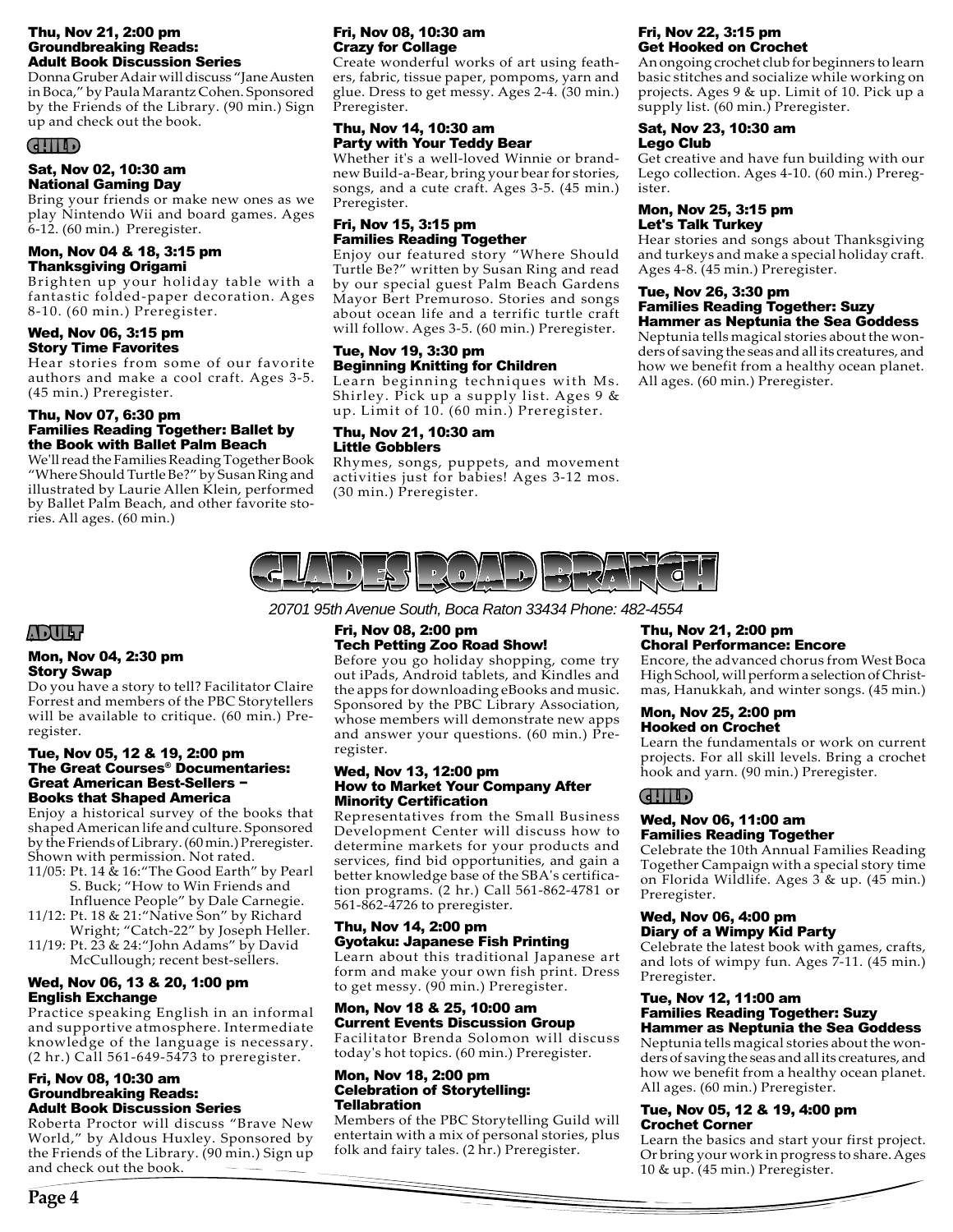#### Thu, Nov 21, 2:00 pm
#### Groundbreaking Reads: Adult Book Discussion Series

Donna Gruber Adair will discuss "Jane Austen in Boca," by Paula Marantz Cohen. Sponsored by the Friends of the Library. (90 min.) Sign up and check out the book.

### CHILD

#### Sat, Nov 02, 10:30 am
#### National Gaming Day

Bring your friends or make new ones as we play Nintendo Wii and board games. Ages 6-12. (60 min.) Preregister.

#### Mon, Nov 04 & 18, 3:15 pm
#### Thanksgiving Origami

Brighten up your holiday table with a fantastic folded-paper decoration. Ages 8-10. (60 min.) Preregister.

#### Wed, Nov 06, 3:15 pm
#### Story Time Favorites

Hear stories from some of our favorite authors and make a cool craft. Ages 3-5. (45 min.) Preregister.

#### Thu, Nov 07, 6:30 pm
#### Families Reading Together: Ballet by the Book with Ballet Palm Beach

We'll read the Families Reading Together Book "Where Should Turtle Be?" by Susan Ring and illustrated by Laurie Allen Klein, performed by Ballet Palm Beach, and other favorite stories. All ages. (60 min.)

#### Fri, Nov 08, 10:30 am
#### Crazy for Collage

Create wonderful works of art using feathers, fabric, tissue paper, pompoms, yarn and glue. Dress to get messy. Ages 2-4. (30 min.) Preregister.

#### Thu, Nov 14, 10:30 am
#### Party with Your Teddy Bear

Whether it's a well-loved Winnie or brand-new Build-a-Bear, bring your bear for stories, songs, and a cute craft. Ages 3-5. (45 min.) Preregister.

#### Fri, Nov 15, 3:15 pm
#### Families Reading Together

Enjoy our featured story "Where Should Turtle Be?" written by Susan Ring and read by our special guest Palm Beach Gardens Mayor Bert Premuroso. Stories and songs about ocean life and a terrific turtle craft will follow. Ages 3-5. (60 min.) Preregister.

#### Tue, Nov 19, 3:30 pm
#### Beginning Knitting for Children

Learn beginning techniques with Ms. Shirley. Pick up a supply list. Ages 9 & up. Limit of 10. (60 min.) Preregister.

#### Thu, Nov 21, 10:30 am
#### Little Gobblers

Rhymes, songs, puppets, and movement activities just for babies! Ages 3-12 mos. (30 min.) Preregister.

#### Fri, Nov 22, 3:15 pm
#### Get Hooked on Crochet

An ongoing crochet club for beginners to learn basic stitches and socialize while working on projects. Ages 9 & up. Limit of 10. Pick up a supply list. (60 min.) Preregister.

#### Sat, Nov 23, 10:30 am
#### Lego Club

Get creative and have fun building with our Lego collection. Ages 4-10. (60 min.) Preregister.

#### Mon, Nov 25, 3:15 pm
#### Let's Talk Turkey

Hear stories and songs about Thanksgiving and turkeys and make a special holiday craft. Ages 4-8. (45 min.) Preregister.

#### Tue, Nov 26, 3:30 pm
#### Families Reading Together: Suzy Hammer as Neptunia the Sea Goddess

Neptunia tells magical stories about the wonders of saving the seas and all its creatures, and how we benefit from a healthy ocean planet. All ages. (60 min.) Preregister.

# GLADES ROAD BRANCH

*20701 95th Avenue South, Boca Raton 33434 Phone: 482-4554*

### ADULT

#### Mon, Nov 04, 2:30 pm
#### Story Swap

Do you have a story to tell? Facilitator Claire Forrest and members of the PBC Storytellers will be available to critique. (60 min.) Preregister.

#### Tue, Nov 05, 12 & 19, 2:00 pm
#### The Great Courses® Documentaries: Great American Best-Sellers – Books that Shaped America

Enjoy a historical survey of the books that shaped American life and culture. Sponsored by the Friends of Library. (60 min.) Preregister. Shown with permission. Not rated.

- 11/05: Pt. 14 & 16: "The Good Earth" by Pearl S. Buck; "How to Win Friends and Influence People" by Dale Carnegie.
- 11/12: Pt. 18 & 21: "Native Son" by Richard Wright; "Catch-22" by Joseph Heller.
- 11/19: Pt. 23 & 24: "John Adams" by David McCullough; recent best-sellers.

#### Wed, Nov 06, 13 & 20, 1:00 pm
#### English Exchange

Practice speaking English in an informal and supportive atmosphere. Intermediate knowledge of the language is necessary. (2 hr.) Call 561-649-5473 to preregister.

#### Fri, Nov 08, 10:30 am
#### Groundbreaking Reads: Adult Book Discussion Series

Roberta Proctor will discuss "Brave New World," by Aldous Huxley. Sponsored by the Friends of the Library. (90 min.) Sign up and check out the book.

#### Fri, Nov 08, 2:00 pm
#### Tech Petting Zoo Road Show!

Before you go holiday shopping, come try out iPads, Android tablets, and Kindles and the apps for downloading eBooks and music. Sponsored by the PBC Library Association, whose members will demonstrate new apps and answer your questions. (60 min.) Preregister.

#### Wed, Nov 13, 12:00 pm
#### How to Market Your Company After Minority Certification

Representatives from the Small Business Development Center will discuss how to determine markets for your products and services, find bid opportunities, and gain a better knowledge base of the SBA's certification programs. (2 hr.) Call 561-862-4781 or 561-862-4726 to preregister.

#### Thu, Nov 14, 2:00 pm
#### Gyotaku: Japanese Fish Printing

Learn about this traditional Japanese art form and make your own fish print. Dress to get messy. (90 min.) Preregister.

#### Mon, Nov 18 & 25, 10:00 am
#### Current Events Discussion Group

Facilitator Brenda Solomon will discuss today's hot topics. (60 min.) Preregister.

#### Mon, Nov 18, 2:00 pm
#### Celebration of Storytelling: Tellabration

Members of the PBC Storytelling Guild will entertain with a mix of personal stories, plus folk and fairy tales. (2 hr.) Preregister.

#### Thu, Nov 21, 2:00 pm
#### Choral Performance: Encore

Encore, the advanced chorus from West Boca High School, will perform a selection of Christmas, Hanukkah, and winter songs. (45 min.)

#### Mon, Nov 25, 2:00 pm
#### Hooked on Crochet

Learn the fundamentals or work on current projects. For all skill levels. Bring a crochet hook and yarn. (90 min.) Preregister.

### CHILD

#### Wed, Nov 06, 11:00 am
#### Families Reading Together

Celebrate the 10th Annual Families Reading Together Campaign with a special story time on Florida Wildlife. Ages 3 & up. (45 min.) Preregister.

#### Wed, Nov 06, 4:00 pm
#### Diary of a Wimpy Kid Party

Celebrate the latest book with games, crafts, and lots of wimpy fun. Ages 7-11. (45 min.) Preregister.

#### Tue, Nov 12, 11:00 am
#### Families Reading Together: Suzy Hammer as Neptunia the Sea Goddess

Neptunia tells magical stories about the wonders of saving the seas and all its creatures, and how we benefit from a healthy ocean planet. All ages. (60 min.) Preregister.

#### Tue, Nov 05, 12 & 19, 4:00 pm
#### Crochet Corner

Learn the basics and start your first project. Or bring your work in progress to share. Ages 10 & up. (45 min.) Preregister.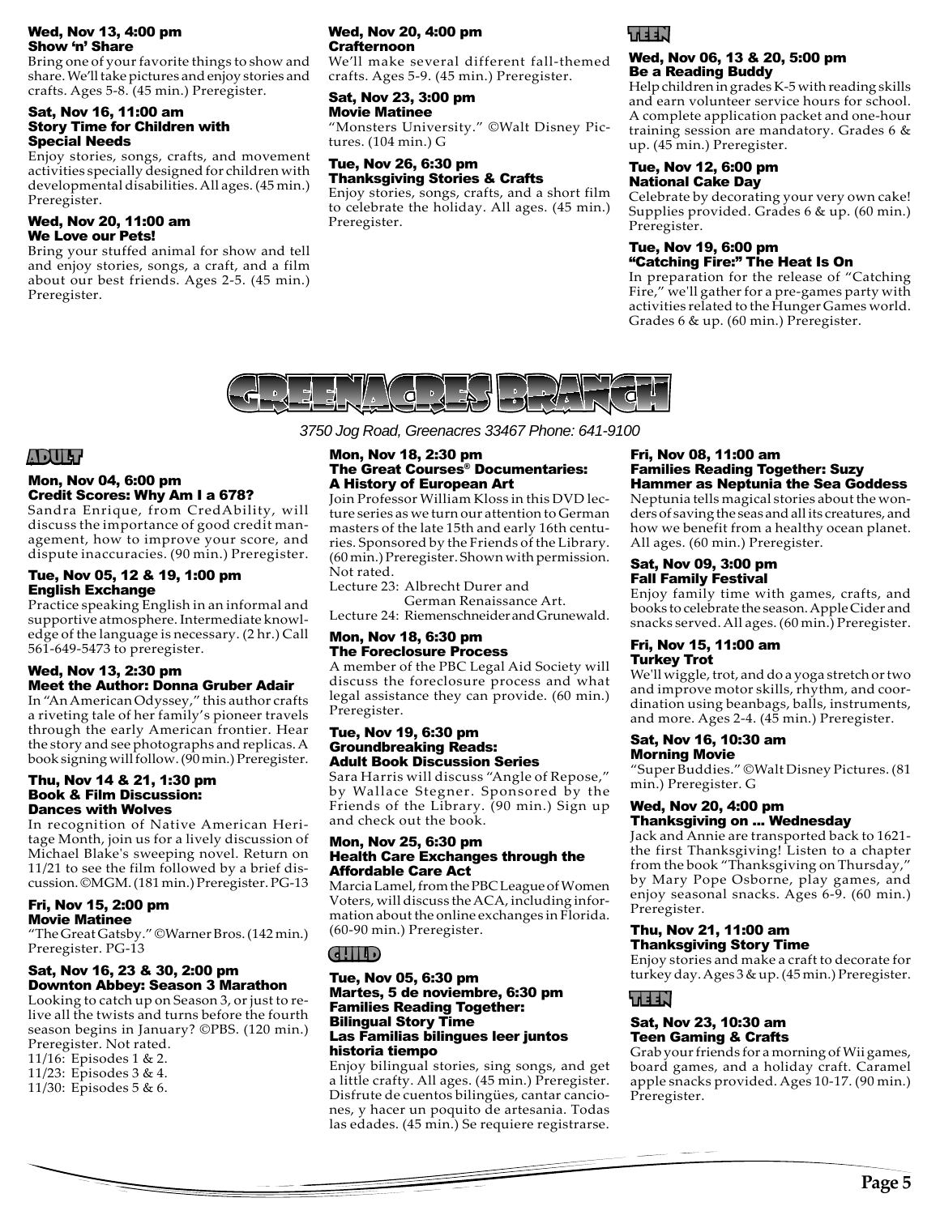### Wed, Nov 13, 4:00 pm
**Show 'n' Share**

Bring one of your favorite things to show and share. We'll take pictures and enjoy stories and crafts. Ages 5-8. (45 min.) Preregister.

### Sat, Nov 16, 11:00 am
**Story Time for Children with Special Needs**

Enjoy stories, songs, crafts, and movement activities specially designed for children with developmental disabilities. All ages. (45 min.) Preregister.

### Wed, Nov 20, 11:00 am
**We Love our Pets!**

Bring your stuffed animal for show and tell and enjoy stories, songs, a craft, and a film about our best friends. Ages 2-5. (45 min.) Preregister.

### Wed, Nov 20, 4:00 pm
**Crafternoon**

We'll make several different fall-themed crafts. Ages 5-9. (45 min.) Preregister.

### Sat, Nov 23, 3:00 pm
**Movie Matinee**

"Monsters University." ©Walt Disney Pictures. (104 min.) G

### Tue, Nov 26, 6:30 pm
**Thanksgiving Stories & Crafts**

Enjoy stories, songs, crafts, and a short film to celebrate the holiday. All ages. (45 min.) Preregister.

## TEEN

### Wed, Nov 06, 13 & 20, 5:00 pm
**Be a Reading Buddy**

Help children in grades K-5 with reading skills and earn volunteer service hours for school. A complete application packet and one-hour training session are mandatory. Grades 6 & up. (45 min.) Preregister.

### Tue, Nov 12, 6:00 pm
**National Cake Day**

Celebrate by decorating your very own cake! Supplies provided. Grades 6 & up. (60 min.) Preregister.

### Tue, Nov 19, 6:00 pm
**"Catching Fire:" The Heat Is On**

In preparation for the release of "Catching Fire," we'll gather for a pre-games party with activities related to the Hunger Games world. Grades 6 & up. (60 min.) Preregister.

# GREENACRES BRANCH

*3750 Jog Road, Greenacres 33467 Phone: 641-9100*

## ADULT

### Mon, Nov 04, 6:00 pm
**Credit Scores: Why Am I a 678?**

Sandra Enrique, from CredAbility, will discuss the importance of good credit management, how to improve your score, and dispute inaccuracies. (90 min.) Preregister.

### Tue, Nov 05, 12 & 19, 1:00 pm
**English Exchange**

Practice speaking English in an informal and supportive atmosphere. Intermediate knowledge of the language is necessary. (2 hr.) Call 561-649-5473 to preregister.

### Wed, Nov 13, 2:30 pm
**Meet the Author: Donna Gruber Adair**

In "An American Odyssey," this author crafts a riveting tale of her family's pioneer travels through the early American frontier. Hear the story and see photographs and replicas. A book signing will follow. (90 min.) Preregister.

### Thu, Nov 14 & 21, 1:30 pm
**Book & Film Discussion: Dances with Wolves**

In recognition of Native American Heritage Month, join us for a lively discussion of Michael Blake's sweeping novel. Return on 11/21 to see the film followed by a brief discussion. ©MGM. (181 min.) Preregister. PG-13

### Fri, Nov 15, 2:00 pm
**Movie Matinee**

"The Great Gatsby." ©Warner Bros. (142 min.) Preregister. PG-13

### Sat, Nov 16, 23 & 30, 2:00 pm
**Downton Abbey: Season 3 Marathon**

Looking to catch up on Season 3, or just to relive all the twists and turns before the fourth season begins in January? ©PBS. (120 min.) Preregister. Not rated.

11/16: Episodes 1 & 2.
11/23: Episodes 3 & 4.
11/30: Episodes 5 & 6.

### Mon, Nov 18, 2:30 pm
**The Great Courses® Documentaries: A History of European Art**

Join Professor William Kloss in this DVD lecture series as we turn our attention to German masters of the late 15th and early 16th centuries. Sponsored by the Friends of the Library. (60 min.) Preregister. Shown with permission. Not rated.

Lecture 23: Albrecht Durer and German Renaissance Art.
Lecture 24: Riemenschneider and Grunewald.

### Mon, Nov 18, 6:30 pm
**The Foreclosure Process**

A member of the PBC Legal Aid Society will discuss the foreclosure process and what legal assistance they can provide. (60 min.) Preregister.

### Tue, Nov 19, 6:30 pm
**Groundbreaking Reads: Adult Book Discussion Series**

Sara Harris will discuss "Angle of Repose," by Wallace Stegner. Sponsored by the Friends of the Library. (90 min.) Sign up and check out the book.

### Mon, Nov 25, 6:30 pm
**Health Care Exchanges through the Affordable Care Act**

Marcia Lamel, from the PBC League of Women Voters, will discuss the ACA, including information about the online exchanges in Florida. (60-90 min.) Preregister.

## CHILD

### Tue, Nov 05, 6:30 pm
**Martes, 5 de noviembre, 6:30 pm**
**Families Reading Together: Bilingual Story Time**
**Las Familias bilingues leer juntos historia tiempo**

Enjoy bilingual stories, sing songs, and get a little crafty. All ages. (45 min.) Preregister. Disfrute de cuentos bilingües, cantar canciones, y hacer un poquito de artesania. Todas las edades. (45 min.) Se requiere registrarse.

### Fri, Nov 08, 11:00 am
**Families Reading Together: Suzy Hammer as Neptunia the Sea Goddess**

Neptunia tells magical stories about the wonders of saving the seas and all its creatures, and how we benefit from a healthy ocean planet. All ages. (60 min.) Preregister.

### Sat, Nov 09, 3:00 pm
**Fall Family Festival**

Enjoy family time with games, crafts, and books to celebrate the season. Apple Cider and snacks served. All ages. (60 min.) Preregister.

### Fri, Nov 15, 11:00 am
**Turkey Trot**

We'll wiggle, trot, and do a yoga stretch or two and improve motor skills, rhythm, and coordination using beanbags, balls, instruments, and more. Ages 2-4. (45 min.) Preregister.

### Sat, Nov 16, 10:30 am
**Morning Movie**

"Super Buddies." ©Walt Disney Pictures. (81 min.) Preregister. G

### Wed, Nov 20, 4:00 pm
**Thanksgiving on ... Wednesday**

Jack and Annie are transported back to 1621-the first Thanksgiving! Listen to a chapter from the book "Thanksgiving on Thursday," by Mary Pope Osborne, play games, and enjoy seasonal snacks. Ages 6-9. (60 min.) Preregister.

### Thu, Nov 21, 11:00 am
**Thanksgiving Story Time**

Enjoy stories and make a craft to decorate for turkey day. Ages 3 & up. (45 min.) Preregister.

## TEEN

### Sat, Nov 23, 10:30 am
**Teen Gaming & Crafts**

Grab your friends for a morning of Wii games, board games, and a holiday craft. Caramel apple snacks provided. Ages 10-17. (90 min.) Preregister.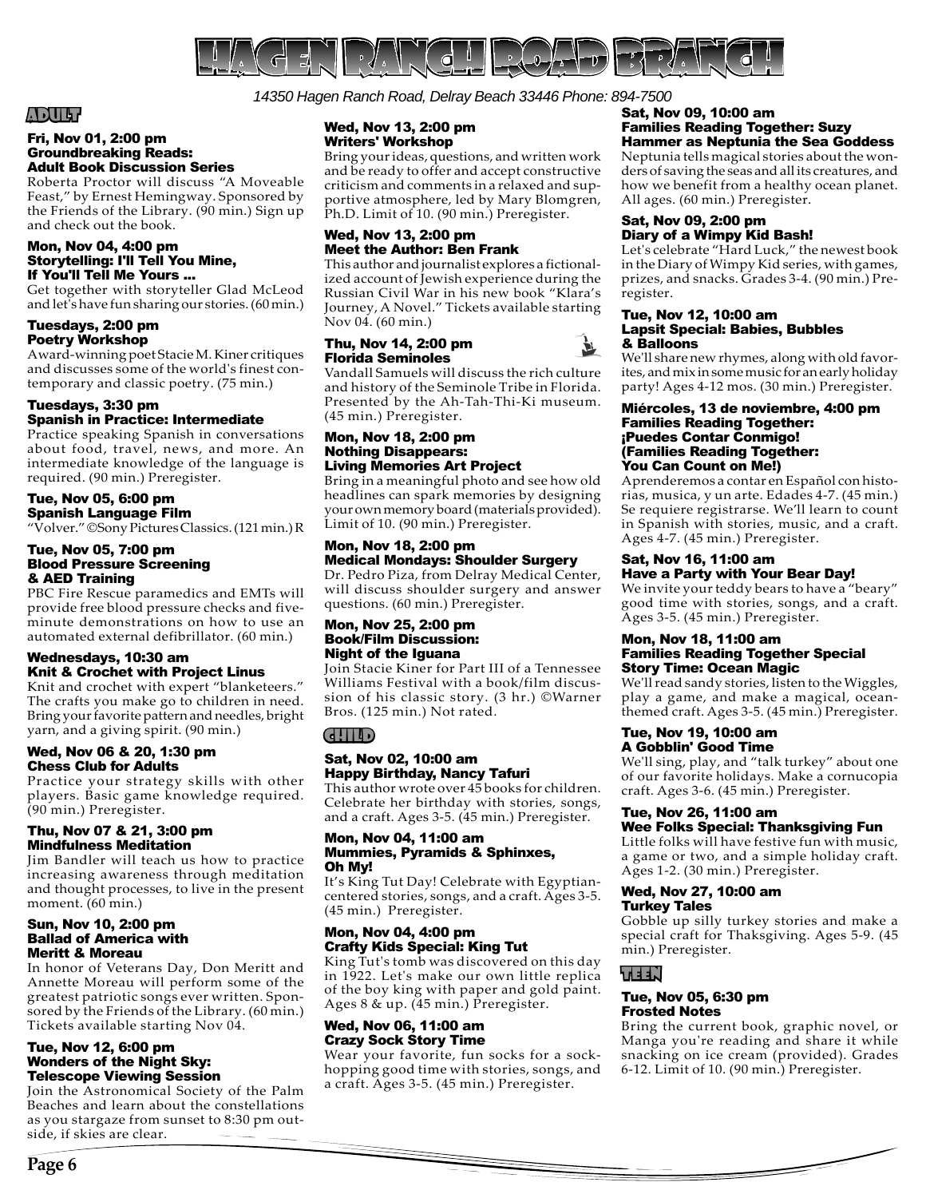# HAGEN RANCH ROAD BRANCH

*14350 Hagen Ranch Road, Delray Beach 33446 Phone: 894-7500*

## ADULT

**Fri, Nov 01, 2:00 pm**
**Groundbreaking Reads: Adult Book Discussion Series**
Roberta Proctor will discuss "A Moveable Feast," by Ernest Hemingway. Sponsored by the Friends of the Library. (90 min.) Sign up and check out the book.

**Mon, Nov 04, 4:00 pm**
**Storytelling: I'll Tell You Mine, If You'll Tell Me Yours ...**
Get together with storyteller Glad McLeod and let's have fun sharing our stories. (60 min.)

**Tuesdays, 2:00 pm**
**Poetry Workshop**
Award-winning poet Stacie M. Kiner critiques and discusses some of the world's finest contemporary and classic poetry. (75 min.)

**Tuesdays, 3:30 pm**
**Spanish in Practice: Intermediate**
Practice speaking Spanish in conversations about food, travel, news, and more. An intermediate knowledge of the language is required. (90 min.) Preregister.

**Tue, Nov 05, 6:00 pm**
**Spanish Language Film**
"Volver." ©Sony Pictures Classics. (121 min.) R

**Tue, Nov 05, 7:00 pm**
**Blood Pressure Screening & AED Training**
PBC Fire Rescue paramedics and EMTs will provide free blood pressure checks and five-minute demonstrations on how to use an automated external defibrillator. (60 min.)

**Wednesdays, 10:30 am**
**Knit & Crochet with Project Linus**
Knit and crochet with expert "blanketeers." The crafts you make go to children in need. Bring your favorite pattern and needles, bright yarn, and a giving spirit. (90 min.)

**Wed, Nov 06 & 20, 1:30 pm**
**Chess Club for Adults**
Practice your strategy skills with other players. Basic game knowledge required. (90 min.) Preregister.

**Thu, Nov 07 & 21, 3:00 pm**
**Mindfulness Meditation**
Jim Bandler will teach us how to practice increasing awareness through meditation and thought processes, to live in the present moment. (60 min.)

**Sun, Nov 10, 2:00 pm**
**Ballad of America with Meritt & Moreau**
In honor of Veterans Day, Don Meritt and Annette Moreau will perform some of the greatest patriotic songs ever written. Sponsored by the Friends of the Library. (60 min.) Tickets available starting Nov 04.

**Tue, Nov 12, 6:00 pm**
**Wonders of the Night Sky: Telescope Viewing Session**
Join the Astronomical Society of the Palm Beaches and learn about the constellations as you stargaze from sunset to 8:30 pm outside, if skies are clear.

**Wed, Nov 13, 2:00 pm**
**Writers' Workshop**
Bring your ideas, questions, and written work and be ready to offer and accept constructive criticism and comments in a relaxed and supportive atmosphere, led by Mary Blomgren, Ph.D. Limit of 10. (90 min.) Preregister.

**Wed, Nov 13, 2:00 pm**
**Meet the Author: Ben Frank**
This author and journalist explores a fictionalized account of Jewish experience during the Russian Civil War in his new book "Klara's Journey, A Novel." Tickets available starting Nov 04. (60 min.)

**Thu, Nov 14, 2:00 pm**
**Florida Seminoles**
Vandall Samuels will discuss the rich culture and history of the Seminole Tribe in Florida. Presented by the Ah-Tah-Thi-Ki museum. (45 min.) Preregister.

**Mon, Nov 18, 2:00 pm**
**Nothing Disappears: Living Memories Art Project**
Bring in a meaningful photo and see how old headlines can spark memories by designing your own memory board (materials provided). Limit of 10. (90 min.) Preregister.

**Mon, Nov 18, 2:00 pm**
**Medical Mondays: Shoulder Surgery**
Dr. Pedro Piza, from Delray Medical Center, will discuss shoulder surgery and answer questions. (60 min.) Preregister.

**Mon, Nov 25, 2:00 pm**
**Book/Film Discussion: Night of the Iguana**
Join Stacie Kiner for Part III of a Tennessee Williams Festival with a book/film discussion of his classic story. (3 hr.) ©Warner Bros. (125 min.) Not rated.

## CHILD

**Sat, Nov 02, 10:00 am**
**Happy Birthday, Nancy Tafuri**
This author wrote over 45 books for children. Celebrate her birthday with stories, songs, and a craft. Ages 3-5. (45 min.) Preregister.

**Mon, Nov 04, 11:00 am**
**Mummies, Pyramids & Sphinxes, Oh My!**
It's King Tut Day! Celebrate with Egyptian-centered stories, songs, and a craft. Ages 3-5. (45 min.) Preregister.

**Mon, Nov 04, 4:00 pm**
**Crafty Kids Special: King Tut**
King Tut's tomb was discovered on this day in 1922. Let's make our own little replica of the boy king with paper and gold paint. Ages 8 & up. (45 min.) Preregister.

**Wed, Nov 06, 11:00 am**
**Crazy Sock Story Time**
Wear your favorite, fun socks for a sock-hopping good time with stories, songs, and a craft. Ages 3-5. (45 min.) Preregister.

**Sat, Nov 09, 10:00 am**
**Families Reading Together: Suzy Hammer as Neptunia the Sea Goddess**
Neptunia tells magical stories about the wonders of saving the seas and all its creatures, and how we benefit from a healthy ocean planet. All ages. (60 min.) Preregister.

**Sat, Nov 09, 2:00 pm**
**Diary of a Wimpy Kid Bash!**
Let's celebrate "Hard Luck," the newest book in the Diary of Wimpy Kid series, with games, prizes, and snacks. Grades 3-4. (90 min.) Preregister.

**Tue, Nov 12, 10:00 am**
**Lapsit Special: Babies, Bubbles & Balloons**
We'll share new rhymes, along with old favorites, and mix in some music for an early holiday party! Ages 4-12 mos. (30 min.) Preregister.

**Miércoles, 13 de noviembre, 4:00 pm**
**Families Reading Together: ¡Puedes Contar Conmigo! (Families Reading Together: You Can Count on Me!)**
Aprenderemos a contar en Español con historias, musica, y un arte. Edades 4-7. (45 min.) Se requiere registrarse. We'll learn to count in Spanish with stories, music, and a craft. Ages 4-7. (45 min.) Preregister.

**Sat, Nov 16, 11:00 am**
**Have a Party with Your Bear Day!**
We invite your teddy bears to have a "beary" good time with stories, songs, and a craft. Ages 3-5. (45 min.) Preregister.

**Mon, Nov 18, 11:00 am**
**Families Reading Together Special Story Time: Ocean Magic**
We'll read sandy stories, listen to the Wiggles, play a game, and make a magical, ocean-themed craft. Ages 3-5. (45 min.) Preregister.

**Tue, Nov 19, 10:00 am**
**A Gobblin' Good Time**
We'll sing, play, and "talk turkey" about one of our favorite holidays. Make a cornucopia craft. Ages 3-6. (45 min.) Preregister.

**Tue, Nov 26, 11:00 am**
**Wee Folks Special: Thanksgiving Fun**
Little folks will have festive fun with music, a game or two, and a simple holiday craft. Ages 1-2. (30 min.) Preregister.

**Wed, Nov 27, 10:00 am**
**Turkey Tales**
Gobble up silly turkey stories and make a special craft for Thaksgiving. Ages 5-9. (45 min.) Preregister.

## TEEN

**Tue, Nov 05, 6:30 pm**
**Frosted Notes**
Bring the current book, graphic novel, or Manga you're reading and share it while snacking on ice cream (provided). Grades 6-12. Limit of 10. (90 min.) Preregister.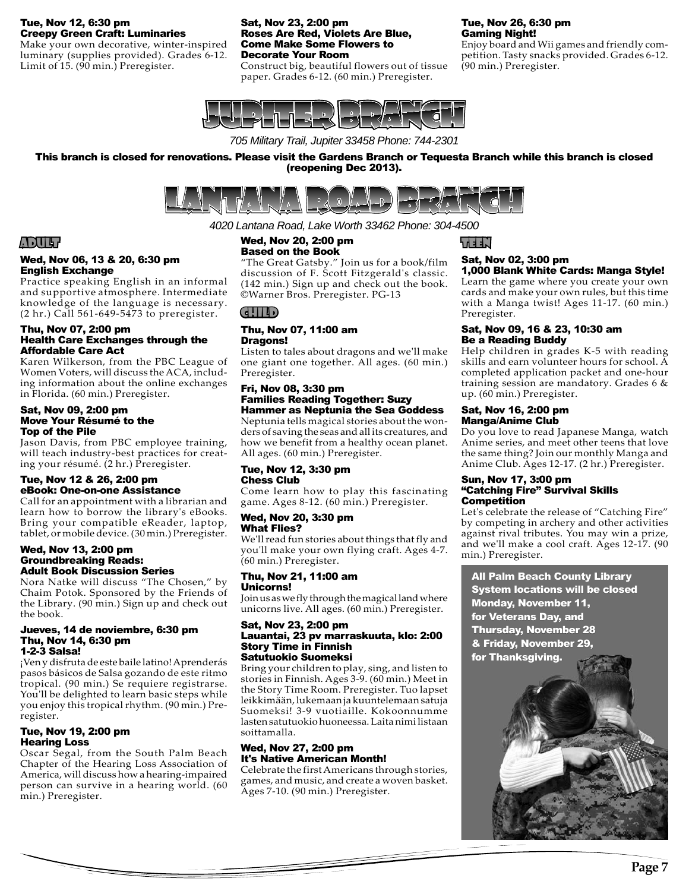**Tue, Nov 12, 6:30 pm**
**Creepy Green Craft: Luminaries**
Make your own decorative, winter-inspired luminary (supplies provided). Grades 6-12. Limit of 15. (90 min.) Preregister.

**Sat, Nov 23, 2:00 pm**
**Roses Are Red, Violets Are Blue, Come Make Some Flowers to Decorate Your Room**
Construct big, beautiful flowers out of tissue paper. Grades 6-12. (60 min.) Preregister.

**Tue, Nov 26, 6:30 pm**
**Gaming Night!**
Enjoy board and Wii games and friendly competition. Tasty snacks provided. Grades 6-12. (90 min.) Preregister.

# JUPITER BRANCH

*705 Military Trail, Jupiter 33458 Phone: 744-2301*

**This branch is closed for renovations. Please visit the Gardens Branch or Tequesta Branch while this branch is closed (reopening Dec 2013).**

# LANTANA ROAD BRANCH

*4020 Lantana Road, Lake Worth 33462 Phone: 304-4500*

## ADULT

**Wed, Nov 06, 13 & 20, 6:30 pm**
**English Exchange**
Practice speaking English in an informal and supportive atmosphere. Intermediate knowledge of the language is necessary. (2 hr.) Call 561-649-5473 to preregister.

**Thu, Nov 07, 2:00 pm**
**Health Care Exchanges through the Affordable Care Act**
Karen Wilkerson, from the PBC League of Women Voters, will discuss the ACA, including information about the online exchanges in Florida. (60 min.) Preregister.

**Sat, Nov 09, 2:00 pm**
**Move Your Résumé to the Top of the Pile**
Jason Davis, from PBC employee training, will teach industry-best practices for creating your résumé. (2 hr.) Preregister.

**Tue, Nov 12 & 26, 2:00 pm**
**eBook: One-on-one Assistance**
Call for an appointment with a librarian and learn how to borrow the library's eBooks. Bring your compatible eReader, laptop, tablet, or mobile device. (30 min.) Preregister.

**Wed, Nov 13, 2:00 pm**
**Groundbreaking Reads: Adult Book Discussion Series**
Nora Natke will discuss "The Chosen," by Chaim Potok. Sponsored by the Friends of the Library. (90 min.) Sign up and check out the book.

**Jueves, 14 de noviembre, 6:30 pm**
**Thu, Nov 14, 6:30 pm**
**1-2-3 Salsa!**
¡Ven y disfruta de este baile latino! Aprenderás pasos básicos de Salsa gozando de este ritmo tropical. (90 min.) Se requiere registrarse. You'll be delighted to learn basic steps while you enjoy this tropical rhythm. (90 min.) Preregister.

**Tue, Nov 19, 2:00 pm**
**Hearing Loss**
Oscar Segal, from the South Palm Beach Chapter of the Hearing Loss Association of America, will discuss how a hearing-impaired person can survive in a hearing world. (60 min.) Preregister.

**Wed, Nov 20, 2:00 pm**
**Based on the Book**
"The Great Gatsby." Join us for a book/film discussion of F. Scott Fitzgerald's classic. (142 min.) Sign up and check out the book. ©Warner Bros. Preregister. PG-13

## CHILD

**Thu, Nov 07, 11:00 am**
**Dragons!**
Listen to tales about dragons and we'll make one giant one together. All ages. (60 min.) Preregister.

**Fri, Nov 08, 3:30 pm**
**Families Reading Together: Suzy Hammer as Neptunia the Sea Goddess**
Neptunia tells magical stories about the wonders of saving the seas and all its creatures, and how we benefit from a healthy ocean planet. All ages. (60 min.) Preregister.

**Tue, Nov 12, 3:30 pm**
**Chess Club**
Come learn how to play this fascinating game. Ages 8-12. (60 min.) Preregister.

**Wed, Nov 20, 3:30 pm**
**What Flies?**
We'll read fun stories about things that fly and you'll make your own flying craft. Ages 4-7. (60 min.) Preregister.

**Thu, Nov 21, 11:00 am**
**Unicorns!**
Join us as we fly through the magical land where unicorns live. All ages. (60 min.) Preregister.

**Sat, Nov 23, 2:00 pm**
**Lauantai, 23 pv marraskuuta, klo: 2:00**
**Story Time in Finnish**
**Satutuokio Suomeksi**
Bring your children to play, sing, and listen to stories in Finnish. Ages 3-9. (60 min.) Meet in the Story Time Room. Preregister. Tuo lapset leikkimään, lukemaan ja kuuntelemaan satuja Suomeksi! 3-9 vuotiaille. Kokoonnumme lasten satutuokio huoneessa. Laita nimi listaan soittamalla.

**Wed, Nov 27, 2:00 pm**
**It's Native American Month!**
Celebrate the first Americans through stories, games, and music, and create a woven basket. Ages 7-10. (90 min.) Preregister.

## TEEN

**Sat, Nov 02, 3:00 pm**
**1,000 Blank White Cards: Manga Style!**
Learn the game where you create your own cards and make your own rules, but this time with a Manga twist! Ages 11-17. (60 min.) Preregister.

**Sat, Nov 09, 16 & 23, 10:30 am**
**Be a Reading Buddy**
Help children in grades K-5 with reading skills and earn volunteer hours for school. A completed application packet and one-hour training session are mandatory. Grades 6 & up. (60 min.) Preregister.

**Sat, Nov 16, 2:00 pm**
**Manga/Anime Club**
Do you love to read Japanese Manga, watch Anime series, and meet other teens that love the same thing? Join our monthly Manga and Anime Club. Ages 12-17. (2 hr.) Preregister.

**Sun, Nov 17, 3:00 pm**
**"Catching Fire" Survival Skills Competition**
Let's celebrate the release of "Catching Fire" by competing in archery and other activities against rival tributes. You may win a prize, and we'll make a cool craft. Ages 12-17. (90 min.) Preregister.

**All Palm Beach County Library System locations will be closed Monday, November 11, for Veterans Day, and Thursday, November 28 & Friday, November 29, for Thanksgiving.**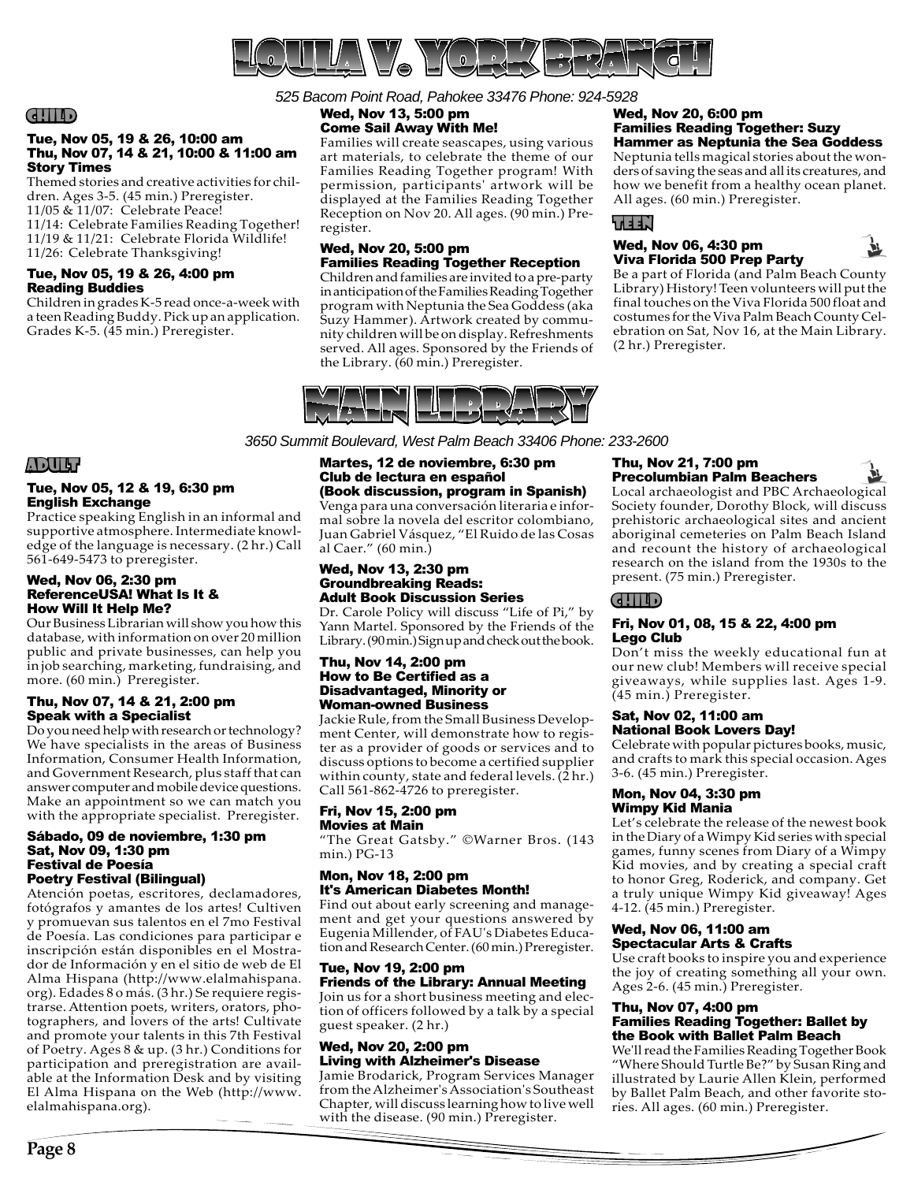# LOULA V. YORK BRANCH

*525 Bacom Point Road, Pahokee 33476 Phone: 924-5928*

## CHILD

### Tue, Nov 05, 19 & 26, 10:00 am
### Thu, Nov 07, 14 & 21, 10:00 & 11:00 am
### Story Times

Themed stories and creative activities for children. Ages 3-5. (45 min.) Preregister.
11/05 & 11/07: Celebrate Peace!
11/14: Celebrate Families Reading Together!
11/19 & 11/21: Celebrate Florida Wildlife!
11/26: Celebrate Thanksgiving!

### Tue, Nov 05, 19 & 26, 4:00 pm
### Reading Buddies

Children in grades K-5 read once-a-week with a teen Reading Buddy. Pick up an application. Grades K-5. (45 min.) Preregister.

### Wed, Nov 13, 5:00 pm
### Come Sail Away With Me!

Families will create seascapes, using various art materials, to celebrate the theme of our Families Reading Together program! With permission, participants' artwork will be displayed at the Families Reading Together Reception on Nov 20. All ages. (90 min.) Preregister.

### Wed, Nov 20, 5:00 pm
### Families Reading Together Reception

Children and families are invited to a pre-party in anticipation of the Families Reading Together program with Neptunia the Sea Goddess (aka Suzy Hammer). Artwork created by community children will be on display. Refreshments served. All ages. Sponsored by the Friends of the Library. (60 min.) Preregister.

### Wed, Nov 20, 6:00 pm
### Families Reading Together: Suzy Hammer as Neptunia the Sea Goddess

Neptunia tells magical stories about the wonders of saving the seas and all its creatures, and how we benefit from a healthy ocean planet. All ages. (60 min.) Preregister.

## TEEN

### Wed, Nov 06, 4:30 pm
### Viva Florida 500 Prep Party

Be a part of Florida (and Palm Beach County Library) History! Teen volunteers will put the final touches on the Viva Florida 500 float and costumes for the Viva Palm Beach County Celebration on Sat, Nov 16, at the Main Library. (2 hr.) Preregister.

# MAIN LIBRARY

*3650 Summit Boulevard, West Palm Beach 33406 Phone: 233-2600*

## ADULT

### Tue, Nov 05, 12 & 19, 6:30 pm
### English Exchange

Practice speaking English in an informal and supportive atmosphere. Intermediate knowledge of the language is necessary. (2 hr.) Call 561-649-5473 to preregister.

### Wed, Nov 06, 2:30 pm
### ReferenceUSA! What Is It & How Will It Help Me?

Our Business Librarian will show you how this database, with information on over 20 million public and private businesses, can help you in job searching, marketing, fundraising, and more. (60 min.) Preregister.

### Thu, Nov 07, 14 & 21, 2:00 pm
### Speak with a Specialist

Do you need help with research or technology? We have specialists in the areas of Business Information, Consumer Health Information, and Government Research, plus staff that can answer computer and mobile device questions. Make an appointment so we can match you with the appropriate specialist. Preregister.

### Sábado, 09 de noviembre, 1:30 pm
### Sat, Nov 09, 1:30 pm
### Festival de Poesía
### Poetry Festival (Bilingual)

Atención poetas, escritores, declamadores, fotógrafos y amantes de los artes! Cultiven y promuevan sus talentos en el 7mo Festival de Poesía. Las condiciones para participar e inscripción están disponibles en el Mostrador de Información y en el sitio de web de El Alma Hispana (http://www.elalmahispana.org). Edades 8 o más. (3 hr.) Se requiere registrarse. Attention poets, writers, orators, photographers, and lovers of the arts! Cultivate and promote your talents in this 7th Festival of Poetry. Ages 8 & up. (3 hr.) Conditions for participation and preregistration are available at the Information Desk and by visiting El Alma Hispana on the Web (http://www.elalmahispana.org).

### Martes, 12 de noviembre, 6:30 pm
### Club de lectura en español
### (Book discussion, program in Spanish)

Venga para una conversación literaria e informal sobre la novela del escritor colombiano, Juan Gabriel Vásquez, "El Ruido de las Cosas al Caer." (60 min.)

### Wed, Nov 13, 2:30 pm
### Groundbreaking Reads: Adult Book Discussion Series

Dr. Carole Policy will discuss "Life of Pi," by Yann Martel. Sponsored by the Friends of the Library. (90 min.) Sign up and check out the book.

### Thu, Nov 14, 2:00 pm
### How to Be Certified as a Disadvantaged, Minority or Woman-owned Business

Jackie Rule, from the Small Business Development Center, will demonstrate how to register as a provider of goods or services and to discuss options to become a certified supplier within county, state and federal levels. (2 hr.) Call 561-862-4726 to preregister.

### Fri, Nov 15, 2:00 pm
### Movies at Main

"The Great Gatsby." ©Warner Bros. (143 min.) PG-13

### Mon, Nov 18, 2:00 pm
### It's American Diabetes Month!

Find out about early screening and management and get your questions answered by Eugenia Millender, of FAU's Diabetes Education and Research Center. (60 min.) Preregister.

### Tue, Nov 19, 2:00 pm
### Friends of the Library: Annual Meeting

Join us for a short business meeting and election of officers followed by a talk by a special guest speaker. (2 hr.)

### Wed, Nov 20, 2:00 pm
### Living with Alzheimer's Disease

Jamie Brodarick, Program Services Manager from the Alzheimer's Association's Southeast Chapter, will discuss learning how to live well with the disease. (90 min.) Preregister.

### Thu, Nov 21, 7:00 pm
### Precolumbian Palm Beachers

Local archaeologist and PBC Archaeological Society founder, Dorothy Block, will discuss prehistoric archaeological sites and ancient aboriginal cemeteries on Palm Beach Island and recount the history of archaeological research on the island from the 1930s to the present. (75 min.) Preregister.

## CHILD

### Fri, Nov 01, 08, 15 & 22, 4:00 pm
### Lego Club

Don't miss the weekly educational fun at our new club! Members will receive special giveaways, while supplies last. Ages 1-9. (45 min.) Preregister.

### Sat, Nov 02, 11:00 am
### National Book Lovers Day!

Celebrate with popular pictures books, music, and crafts to mark this special occasion. Ages 3-6. (45 min.) Preregister.

### Mon, Nov 04, 3:30 pm
### Wimpy Kid Mania

Let's celebrate the release of the newest book in the Diary of a Wimpy Kid series with special games, funny scenes from Diary of a Wimpy Kid movies, and by creating a special craft to honor Greg, Roderick, and company. Get a truly unique Wimpy Kid giveaway! Ages 4-12. (45 min.) Preregister.

### Wed, Nov 06, 11:00 am
### Spectacular Arts & Crafts

Use craft books to inspire you and experience the joy of creating something all your own. Ages 2-6. (45 min.) Preregister.

### Thu, Nov 07, 4:00 pm
### Families Reading Together: Ballet by the Book with Ballet Palm Beach

We'll read the Families Reading Together Book "Where Should Turtle Be?" by Susan Ring and illustrated by Laurie Allen Klein, performed by Ballet Palm Beach, and other favorite stories. All ages. (60 min.) Preregister.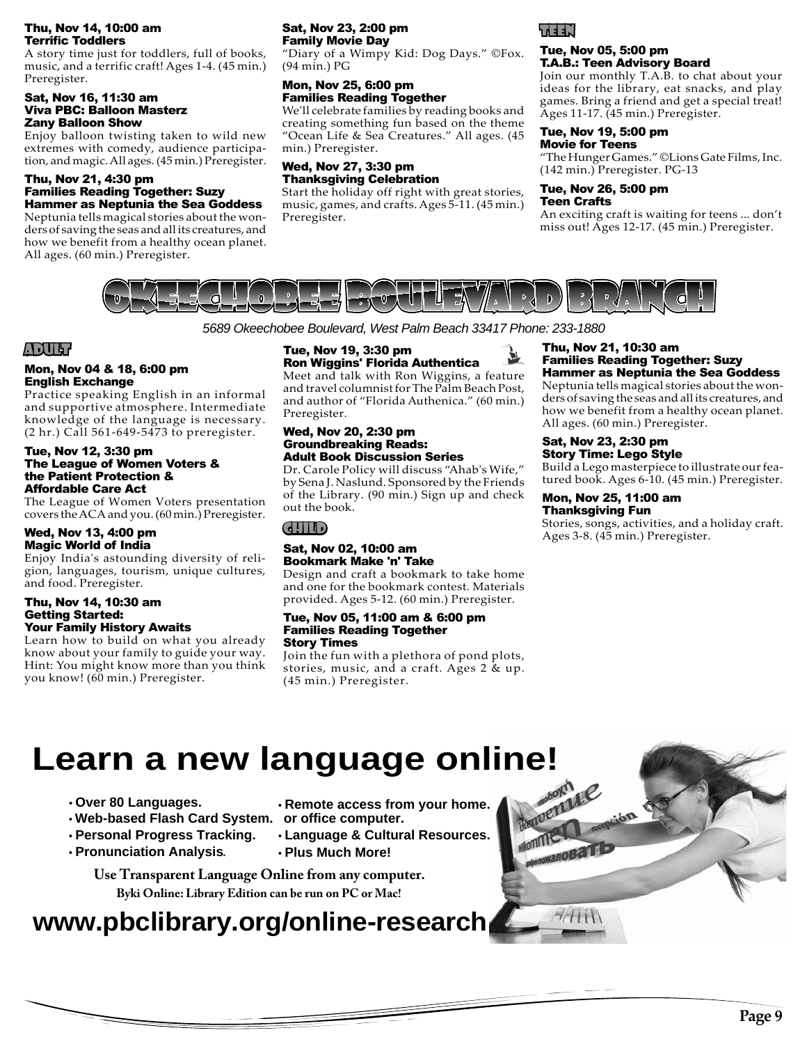**Thu, Nov 14, 10:00 am**
**Terrific Toddlers**
A story time just for toddlers, full of books, music, and a terrific craft! Ages 1-4. (45 min.) Preregister.

**Sat, Nov 16, 11:30 am**
**Viva PBC: Balloon Masterz Zany Balloon Show**
Enjoy balloon twisting taken to wild new extremes with comedy, audience participation, and magic. All ages. (45 min.) Preregister.

**Thu, Nov 21, 4:30 pm**
**Families Reading Together: Suzy Hammer as Neptunia the Sea Goddess**
Neptunia tells magical stories about the wonders of saving the seas and all its creatures, and how we benefit from a healthy ocean planet. All ages. (60 min.) Preregister.

**Sat, Nov 23, 2:00 pm**
**Family Movie Day**
"Diary of a Wimpy Kid: Dog Days." ©Fox. (94 min.) PG

**Mon, Nov 25, 6:00 pm**
**Families Reading Together**
We'll celebrate families by reading books and creating something fun based on the theme "Ocean Life & Sea Creatures." All ages. (45 min.) Preregister.

**Wed, Nov 27, 3:30 pm**
**Thanksgiving Celebration**
Start the holiday off right with great stories, music, games, and crafts. Ages 5-11. (45 min.) Preregister.

### TEEN

**Tue, Nov 05, 5:00 pm**
**T.A.B.: Teen Advisory Board**
Join our monthly T.A.B. to chat about your ideas for the library, eat snacks, and play games. Bring a friend and get a special treat! Ages 11-17. (45 min.) Preregister.

**Tue, Nov 19, 5:00 pm**
**Movie for Teens**
"The Hunger Games." ©Lions Gate Films, Inc. (142 min.) Preregister. PG-13

**Tue, Nov 26, 5:00 pm**
**Teen Crafts**
An exciting craft is waiting for teens ... don't miss out! Ages 12-17. (45 min.) Preregister.

# OKEECHOBEE BOULEVARD BRANCH

*5689 Okeechobee Boulevard, West Palm Beach 33417 Phone: 233-1880*

### ADULT

**Mon, Nov 04 & 18, 6:00 pm**
**English Exchange**
Practice speaking English in an informal and supportive atmosphere. Intermediate knowledge of the language is necessary. (2 hr.) Call 561-649-5473 to preregister.

**Tue, Nov 12, 3:30 pm**
**The League of Women Voters & the Patient Protection & Affordable Care Act**
The League of Women Voters presentation covers the ACA and you. (60 min.) Preregister.

**Wed, Nov 13, 4:00 pm**
**Magic World of India**
Enjoy India's astounding diversity of religion, languages, tourism, unique cultures, and food. Preregister.

**Thu, Nov 14, 10:30 am**
**Getting Started: Your Family History Awaits**
Learn how to build on what you already know about your family to guide your way. Hint: You might know more than you think you know! (60 min.) Preregister.

**Tue, Nov 19, 3:30 pm**
**Ron Wiggins' Florida Authentica**
Meet and talk with Ron Wiggins, a feature and travel columnist for The Palm Beach Post, and author of "Florida Authenica." (60 min.) Preregister.

**Wed, Nov 20, 2:30 pm**
**Groundbreaking Reads: Adult Book Discussion Series**
Dr. Carole Policy will discuss "Ahab's Wife," by Sena J. Naslund. Sponsored by the Friends of the Library. (90 min.) Sign up and check out the book.

### CHILD

**Sat, Nov 02, 10:00 am**
**Bookmark Make 'n' Take**
Design and craft a bookmark to take home and one for the bookmark contest. Materials provided. Ages 5-12. (60 min.) Preregister.

**Tue, Nov 05, 11:00 am & 6:00 pm**
**Families Reading Together Story Times**
Join the fun with a plethora of pond plots, stories, music, and a craft. Ages 2 & up. (45 min.) Preregister.

**Thu, Nov 21, 10:30 am**
**Families Reading Together: Suzy Hammer as Neptunia the Sea Goddess**
Neptunia tells magical stories about the wonders of saving the seas and all its creatures, and how we benefit from a healthy ocean planet. All ages. (60 min.) Preregister.

**Sat, Nov 23, 2:30 pm**
**Story Time: Lego Style**
Build a Lego masterpiece to illustrate our featured book. Ages 6-10. (45 min.) Preregister.

**Mon, Nov 25, 11:00 am**
**Thanksgiving Fun**
Stories, songs, activities, and a holiday craft. Ages 3-8. (45 min.) Preregister.

# Learn a new language online!

- Over 80 Languages.
- Web-based Flash Card System.
- Personal Progress Tracking.
- Pronunciation Analysis.
- Remote access from your home. or office computer.
- Language & Cultural Resources.
- Plus Much More!

**Use Transparent Language Online from any computer.**

**Byki Online: Library Edition can be run on PC or Mac!**

## www.pbclibrary.org/online-research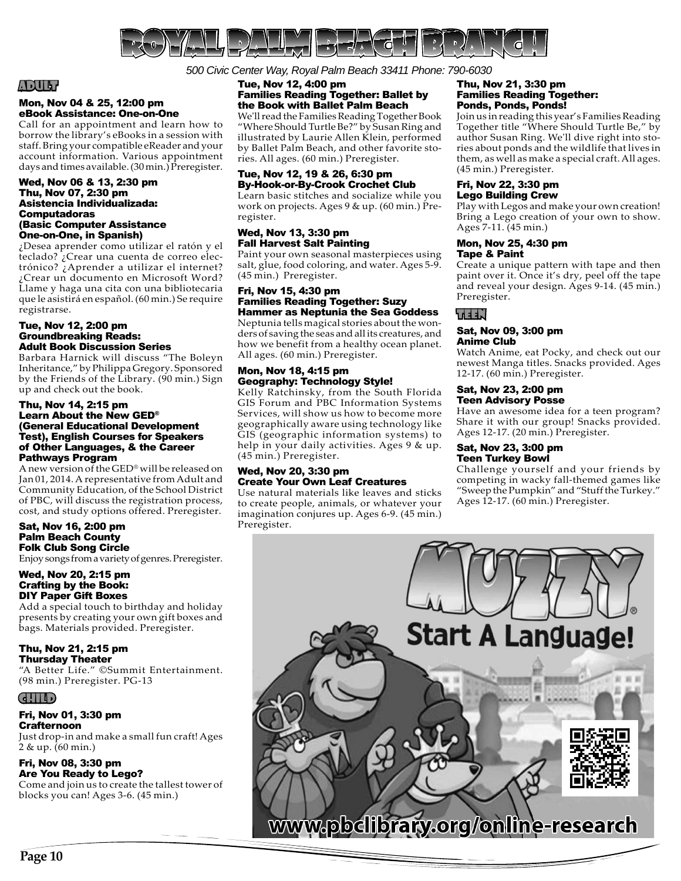# Royal Palm Beach Branch

*500 Civic Center Way, Royal Palm Beach 33411 Phone: 790-6030*

## Adult

### Mon, Nov 04 & 25, 12:00 pm
### eBook Assistance: One-on-One

Call for an appointment and learn how to borrow the library's eBooks in a session with staff. Bring your compatible eReader and your account information. Various appointment days and times available. (30 min.) Preregister.

### Wed, Nov 06 & 13, 2:30 pm
### Thu, Nov 07, 2:30 pm
### Asistencia Individualizada: Computadoras (Basic Computer Assistance One-on-One, in Spanish)

¿Desea aprender como utilizar el ratón y el teclado? ¿Crear una cuenta de correo electrónico? ¿Aprender a utilizar el internet? ¿Crear un documento en Microsoft Word? Llame y haga una cita con una bibliotecaria que le asistirá en español. (60 min.) Se require registrarse.

### Tue, Nov 12, 2:00 pm
### Groundbreaking Reads: Adult Book Discussion Series

Barbara Harnick will discuss "The Boleyn Inheritance," by Philippa Gregory. Sponsored by the Friends of the Library. (90 min.) Sign up and check out the book.

### Thu, Nov 14, 2:15 pm
### Learn About the New GED® (General Educational Development Test), English Courses for Speakers of Other Languages, & the Career Pathways Program

A new version of the GED® will be released on Jan 01, 2014. A representative from Adult and Community Education, of the School District of PBC, will discuss the registration process, cost, and study options offered. Preregister.

### Sat, Nov 16, 2:00 pm
### Palm Beach County Folk Club Song Circle

Enjoy songs from a variety of genres. Preregister.

### Wed, Nov 20, 2:15 pm
### Crafting by the Book: DIY Paper Gift Boxes

Add a special touch to birthday and holiday presents by creating your own gift boxes and bags. Materials provided. Preregister.

### Thu, Nov 21, 2:15 pm
### Thursday Theater

"A Better Life." ©Summit Entertainment. (98 min.) Preregister. PG-13

## Child

### Fri, Nov 01, 3:30 pm
### Crafternoon

Just drop-in and make a small fun craft! Ages 2 & up. (60 min.)

### Fri, Nov 08, 3:30 pm
### Are You Ready to Lego?

Come and join us to create the tallest tower of blocks you can! Ages 3-6. (45 min.)

### Tue, Nov 12, 4:00 pm
### Families Reading Together: Ballet by the Book with Ballet Palm Beach

We'll read the Families Reading Together Book "Where Should Turtle Be?" by Susan Ring and illustrated by Laurie Allen Klein, performed by Ballet Palm Beach, and other favorite stories. All ages. (60 min.) Preregister.

### Tue, Nov 12, 19 & 26, 6:30 pm
### By-Hook-or-By-Crook Crochet Club

Learn basic stitches and socialize while you work on projects. Ages 9 & up. (60 min.) Preregister.

### Wed, Nov 13, 3:30 pm
### Fall Harvest Salt Painting

Paint your own seasonal masterpieces using salt, glue, food coloring, and water. Ages 5-9. (45 min.) Preregister.

### Fri, Nov 15, 4:30 pm
### Families Reading Together: Suzy Hammer as Neptunia the Sea Goddess

Neptunia tells magical stories about the wonders of saving the seas and all its creatures, and how we benefit from a healthy ocean planet. All ages. (60 min.) Preregister.

### Mon, Nov 18, 4:15 pm
### Geography: Technology Style!

Kelly Ratchinsky, from the South Florida GIS Forum and PBC Information Systems Services, will show us how to become more geographically aware using technology like GIS (geographic information systems) to help in your daily activities. Ages 9 & up. (45 min.) Preregister.

### Wed, Nov 20, 3:30 pm
### Create Your Own Leaf Creatures

Use natural materials like leaves and sticks to create people, animals, or whatever your imagination conjures up. Ages 6-9. (45 min.) Preregister.

### Thu, Nov 21, 3:30 pm
### Families Reading Together: Ponds, Ponds, Ponds!

Join us in reading this year's Families Reading Together title "Where Should Turtle Be," by author Susan Ring. We'll dive right into stories about ponds and the wildlife that lives in them, as well as make a special craft. All ages. (45 min.) Preregister.

### Fri, Nov 22, 3:30 pm
### Lego Building Crew

Play with Legos and make your own creation! Bring a Lego creation of your own to show. Ages 7-11. (45 min.)

### Mon, Nov 25, 4:30 pm
### Tape & Paint

Create a unique pattern with tape and then paint over it. Once it's dry, peel off the tape and reveal your design. Ages 9-14. (45 min.) Preregister.

## Teen

### Sat, Nov 09, 3:00 pm
### Anime Club

Watch Anime, eat Pocky, and check out our newest Manga titles. Snacks provided. Ages 12-17. (60 min.) Preregister.

### Sat, Nov 23, 2:00 pm
### Teen Advisory Posse

Have an awesome idea for a teen program? Share it with our group! Snacks provided. Ages 12-17. (20 min.) Preregister.

### Sat, Nov 23, 3:00 pm
### Teen Turkey Bowl

Challenge yourself and your friends by competing in wacky fall-themed games like "Sweep the Pumpkin" and "Stuff the Turkey." Ages 12-17. (60 min.) Preregister.

MUZZY® Start A Language!

www.pbclibrary.org/online-research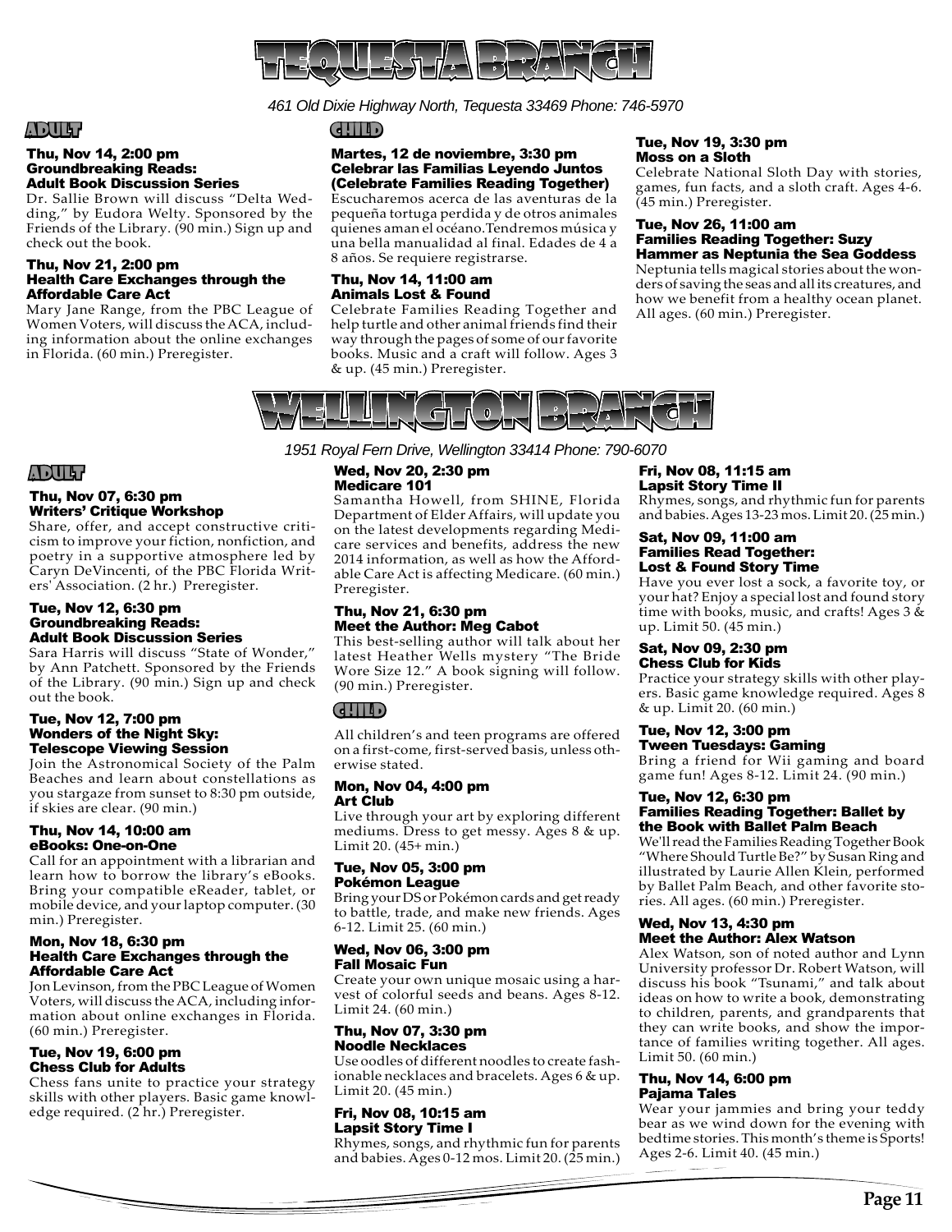# Tequesta Branch

*461 Old Dixie Highway North, Tequesta 33469 Phone: 746-5970*

## Adult

**Thu, Nov 14, 2:00 pm**
**Groundbreaking Reads: Adult Book Discussion Series**

Dr. Sallie Brown will discuss "Delta Wedding," by Eudora Welty. Sponsored by the Friends of the Library. (90 min.) Sign up and check out the book.

**Thu, Nov 21, 2:00 pm**
**Health Care Exchanges through the Affordable Care Act**

Mary Jane Range, from the PBC League of Women Voters, will discuss the ACA, including information about the online exchanges in Florida. (60 min.) Preregister.

## Child

**Martes, 12 de noviembre, 3:30 pm**
**Celebrar las Familias Leyendo Juntos (Celebrate Families Reading Together)**

Escucharemos acerca de las aventuras de la pequeña tortuga perdida y de otros animales quienes aman el océano.Tendremos música y una bella manualidad al final. Edades de 4 a 8 años. Se requiere registrarse.

**Thu, Nov 14, 11:00 am**
**Animals Lost & Found**

Celebrate Families Reading Together and help turtle and other animal friends find their way through the pages of some of our favorite books. Music and a craft will follow. Ages 3 & up. (45 min.) Preregister.

**Tue, Nov 19, 3:30 pm**
**Moss on a Sloth**

Celebrate National Sloth Day with stories, games, fun facts, and a sloth craft. Ages 4-6. (45 min.) Preregister.

**Tue, Nov 26, 11:00 am**
**Families Reading Together: Suzy Hammer as Neptunia the Sea Goddess**

Neptunia tells magical stories about the wonders of saving the seas and all its creatures, and how we benefit from a healthy ocean planet. All ages. (60 min.) Preregister.

# Wellington Branch

*1951 Royal Fern Drive, Wellington 33414 Phone: 790-6070*

## Adult

**Thu, Nov 07, 6:30 pm**
**Writers' Critique Workshop**

Share, offer, and accept constructive criticism to improve your fiction, nonfiction, and poetry in a supportive atmosphere led by Caryn DeVincenti, of the PBC Florida Writers' Association. (2 hr.) Preregister.

**Tue, Nov 12, 6:30 pm**
**Groundbreaking Reads: Adult Book Discussion Series**

Sara Harris will discuss "State of Wonder," by Ann Patchett. Sponsored by the Friends of the Library. (90 min.) Sign up and check out the book.

**Tue, Nov 12, 7:00 pm**
**Wonders of the Night Sky: Telescope Viewing Session**

Join the Astronomical Society of the Palm Beaches and learn about constellations as you stargaze from sunset to 8:30 pm outside, if skies are clear. (90 min.)

**Thu, Nov 14, 10:00 am**
**eBooks: One-on-One**

Call for an appointment with a librarian and learn how to borrow the library's eBooks. Bring your compatible eReader, tablet, or mobile device, and your laptop computer. (30 min.) Preregister.

**Mon, Nov 18, 6:30 pm**
**Health Care Exchanges through the Affordable Care Act**

Jon Levinson, from the PBC League of Women Voters, will discuss the ACA, including information about online exchanges in Florida. (60 min.) Preregister.

**Tue, Nov 19, 6:00 pm**
**Chess Club for Adults**

Chess fans unite to practice your strategy skills with other players. Basic game knowledge required. (2 hr.) Preregister.

**Wed, Nov 20, 2:30 pm**
**Medicare 101**

Samantha Howell, from SHINE, Florida Department of Elder Affairs, will update you on the latest developments regarding Medicare services and benefits, address the new 2014 information, as well as how the Affordable Care Act is affecting Medicare. (60 min.) Preregister.

**Thu, Nov 21, 6:30 pm**
**Meet the Author: Meg Cabot**

This best-selling author will talk about her latest Heather Wells mystery "The Bride Wore Size 12." A book signing will follow. (90 min.) Preregister.

## Child

All children's and teen programs are offered on a first-come, first-served basis, unless otherwise stated.

**Mon, Nov 04, 4:00 pm**
**Art Club**

Live through your art by exploring different mediums. Dress to get messy. Ages 8 & up. Limit 20. (45+ min.)

**Tue, Nov 05, 3:00 pm**
**Pokémon League**

Bring your DS or Pokémon cards and get ready to battle, trade, and make new friends. Ages 6-12. Limit 25. (60 min.)

**Wed, Nov 06, 3:00 pm**
**Fall Mosaic Fun**

Create your own unique mosaic using a harvest of colorful seeds and beans. Ages 8-12. Limit 24. (60 min.)

**Thu, Nov 07, 3:30 pm**
**Noodle Necklaces**

Use oodles of different noodles to create fashionable necklaces and bracelets. Ages 6 & up. Limit 20. (45 min.)

**Fri, Nov 08, 10:15 am**
**Lapsit Story Time I**

Rhymes, songs, and rhythmic fun for parents and babies. Ages 0-12 mos. Limit 20. (25 min.)

**Fri, Nov 08, 11:15 am**
**Lapsit Story Time II**

Rhymes, songs, and rhythmic fun for parents and babies. Ages 13-23 mos. Limit 20. (25 min.)

**Sat, Nov 09, 11:00 am**
**Families Read Together: Lost & Found Story Time**

Have you ever lost a sock, a favorite toy, or your hat? Enjoy a special lost and found story time with books, music, and crafts! Ages 3 & up. Limit 50. (45 min.)

**Sat, Nov 09, 2:30 pm**
**Chess Club for Kids**

Practice your strategy skills with other players. Basic game knowledge required. Ages 8 & up. Limit 20. (60 min.)

**Tue, Nov 12, 3:00 pm**
**Tween Tuesdays: Gaming**

Bring a friend for Wii gaming and board game fun! Ages 8-12. Limit 24. (90 min.)

**Tue, Nov 12, 6:30 pm**
**Families Reading Together: Ballet by the Book with Ballet Palm Beach**

We'll read the Families Reading Together Book "Where Should Turtle Be?" by Susan Ring and illustrated by Laurie Allen Klein, performed by Ballet Palm Beach, and other favorite stories. All ages. (60 min.) Preregister.

**Wed, Nov 13, 4:30 pm**
**Meet the Author: Alex Watson**

Alex Watson, son of noted author and Lynn University professor Dr. Robert Watson, will discuss his book "Tsunami," and talk about ideas on how to write a book, demonstrating to children, parents, and grandparents that they can write books, and show the importance of families writing together. All ages. Limit 50. (60 min.)

**Thu, Nov 14, 6:00 pm**
**Pajama Tales**

Wear your jammies and bring your teddy bear as we wind down for the evening with bedtime stories. This month's theme is Sports! Ages 2-6. Limit 40. (45 min.)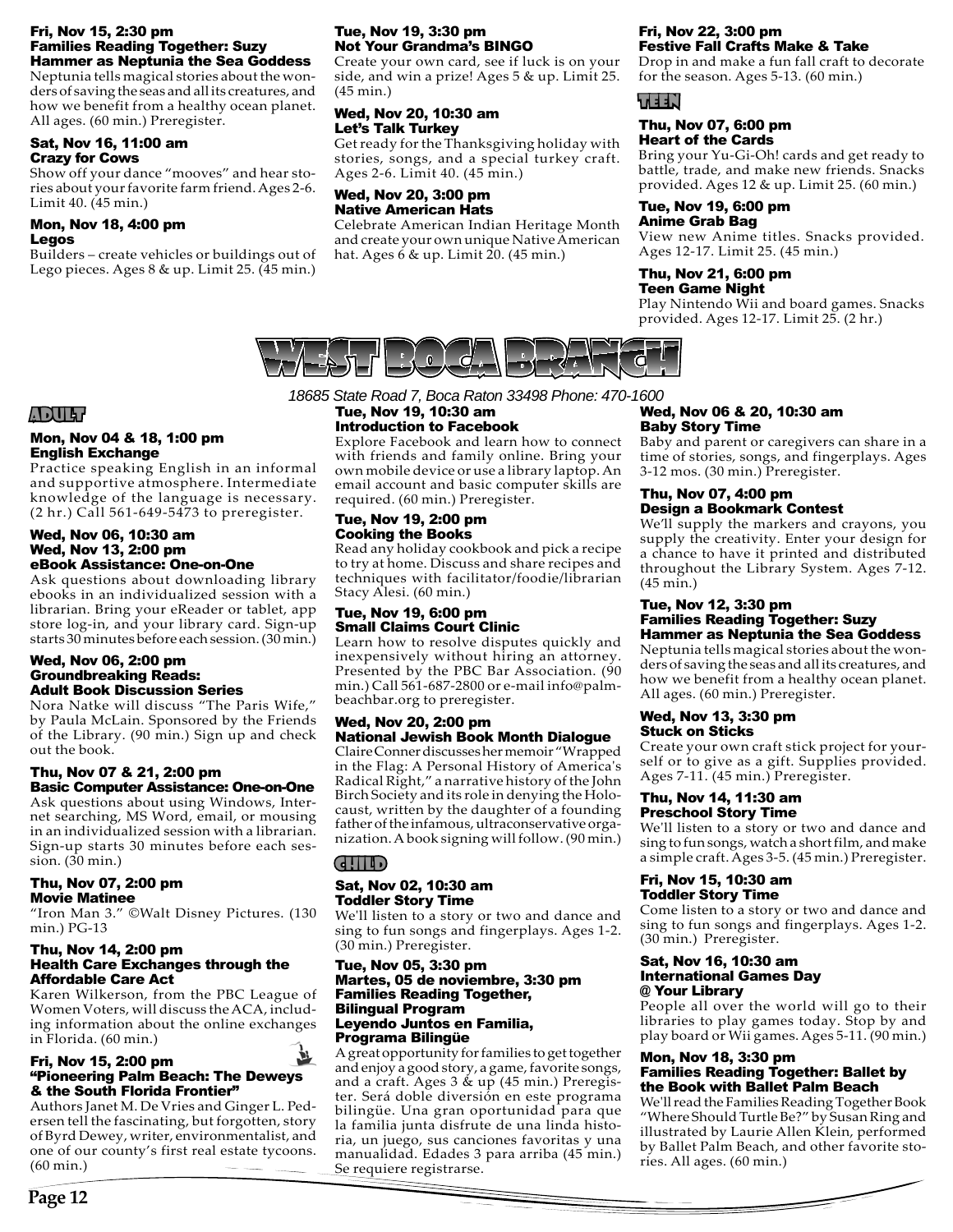**Fri, Nov 15, 2:30 pm**
**Families Reading Together: Suzy Hammer as Neptunia the Sea Goddess**
Neptunia tells magical stories about the wonders of saving the seas and all its creatures, and how we benefit from a healthy ocean planet. All ages. (60 min.) Preregister.

**Sat, Nov 16, 11:00 am**
**Crazy for Cows**
Show off your dance "mooves" and hear stories about your favorite farm friend. Ages 2-6. Limit 40. (45 min.)

**Mon, Nov 18, 4:00 pm**
**Legos**
Builders – create vehicles or buildings out of Lego pieces. Ages 8 & up. Limit 25. (45 min.)

**Tue, Nov 19, 3:30 pm**
**Not Your Grandma's BINGO**
Create your own card, see if luck is on your side, and win a prize! Ages 5 & up. Limit 25. (45 min.)

**Wed, Nov 20, 10:30 am**
**Let's Talk Turkey**
Get ready for the Thanksgiving holiday with stories, songs, and a special turkey craft. Ages 2-6. Limit 40. (45 min.)

**Wed, Nov 20, 3:00 pm**
**Native American Hats**
Celebrate American Indian Heritage Month and create your own unique Native American hat. Ages 6 & up. Limit 20. (45 min.)

**Fri, Nov 22, 3:00 pm**
**Festive Fall Crafts Make & Take**
Drop in and make a fun fall craft to decorate for the season. Ages 5-13. (60 min.)

## TEEN

**Thu, Nov 07, 6:00 pm**
**Heart of the Cards**
Bring your Yu-Gi-Oh! cards and get ready to battle, trade, and make new friends. Snacks provided. Ages 12 & up. Limit 25. (60 min.)

**Tue, Nov 19, 6:00 pm**
**Anime Grab Bag**
View new Anime titles. Snacks provided. Ages 12-17. Limit 25. (45 min.)

**Thu, Nov 21, 6:00 pm**
**Teen Game Night**
Play Nintendo Wii and board games. Snacks provided. Ages 12-17. Limit 25. (2 hr.)

# WEST BOCA BRANCH

*18685 State Road 7, Boca Raton 33498 Phone: 470-1600*

## ADULT

**Mon, Nov 04 & 18, 1:00 pm**
**English Exchange**
Practice speaking English in an informal and supportive atmosphere. Intermediate knowledge of the language is necessary. (2 hr.) Call 561-649-5473 to preregister.

**Wed, Nov 06, 10:30 am**
**Wed, Nov 13, 2:00 pm**
**eBook Assistance: One-on-One**
Ask questions about downloading library ebooks in an individualized session with a librarian. Bring your eReader or tablet, app store log-in, and your library card. Sign-up starts 30 minutes before each session. (30 min.)

**Wed, Nov 06, 2:00 pm**
**Groundbreaking Reads: Adult Book Discussion Series**
Nora Natke will discuss "The Paris Wife," by Paula McLain. Sponsored by the Friends of the Library. (90 min.) Sign up and check out the book.

**Thu, Nov 07 & 21, 2:00 pm**
**Basic Computer Assistance: One-on-One**
Ask questions about using Windows, Internet searching, MS Word, email, or mousing in an individualized session with a librarian. Sign-up starts 30 minutes before each session. (30 min.)

**Thu, Nov 07, 2:00 pm**
**Movie Matinee**
"Iron Man 3." ©Walt Disney Pictures. (130 min.) PG-13

**Thu, Nov 14, 2:00 pm**
**Health Care Exchanges through the Affordable Care Act**
Karen Wilkerson, from the PBC League of Women Voters, will discuss the ACA, including information about the online exchanges in Florida. (60 min.)

**Fri, Nov 15, 2:00 pm**
**"Pioneering Palm Beach: The Deweys & the South Florida Frontier"**
Authors Janet M. De Vries and Ginger L. Pedersen tell the fascinating, but forgotten, story of Byrd Dewey, writer, environmentalist, and one of our county's first real estate tycoons. (60 min.)

**Tue, Nov 19, 10:30 am**
**Introduction to Facebook**
Explore Facebook and learn how to connect with friends and family online. Bring your own mobile device or use a library laptop. An email account and basic computer skills are required. (60 min.) Preregister.

**Tue, Nov 19, 2:00 pm**
**Cooking the Books**
Read any holiday cookbook and pick a recipe to try at home. Discuss and share recipes and techniques with facilitator/foodie/librarian Stacy Alesi. (60 min.)

**Tue, Nov 19, 6:00 pm**
**Small Claims Court Clinic**
Learn how to resolve disputes quickly and inexpensively without hiring an attorney. Presented by the PBC Bar Association. (90 min.) Call 561-687-2800 or e-mail info@palmbeachbar.org to preregister.

**Wed, Nov 20, 2:00 pm**
**National Jewish Book Month Dialogue**
Claire Conner discusses her memoir "Wrapped in the Flag: A Personal History of America's Radical Right," a narrative history of the John Birch Society and its role in denying the Holocaust, written by the daughter of a founding father of the infamous, ultraconservative organization. A book signing will follow. (90 min.)

## CHILD

**Sat, Nov 02, 10:30 am**
**Toddler Story Time**
We'll listen to a story or two and dance and sing to fun songs and fingerplays. Ages 1-2. (30 min.) Preregister.

**Tue, Nov 05, 3:30 pm**
**Martes, 05 de noviembre, 3:30 pm**
**Families Reading Together, Bilingual Program**
**Leyendo Juntos en Familia, Programa Bilingüe**
A great opportunity for families to get together and enjoy a good story, a game, favorite songs, and a craft. Ages 3 & up (45 min.) Preregister. Será doble diversión en este programa bilingüe. Una gran oportunidad para que la familia junta disfrute de una linda historia, un juego, sus canciones favoritas y una manualidad. Edades 3 para arriba (45 min.) Se requiere registrarse.

**Wed, Nov 06 & 20, 10:30 am**
**Baby Story Time**
Baby and parent or caregivers can share in a time of stories, songs, and fingerplays. Ages 3-12 mos. (30 min.) Preregister.

**Thu, Nov 07, 4:00 pm**
**Design a Bookmark Contest**
We'll supply the markers and crayons, you supply the creativity. Enter your design for a chance to have it printed and distributed throughout the Library System. Ages 7-12. (45 min.)

**Tue, Nov 12, 3:30 pm**
**Families Reading Together: Suzy Hammer as Neptunia the Sea Goddess**
Neptunia tells magical stories about the wonders of saving the seas and all its creatures, and how we benefit from a healthy ocean planet. All ages. (60 min.) Preregister.

**Wed, Nov 13, 3:30 pm**
**Stuck on Sticks**
Create your own craft stick project for yourself or to give as a gift. Supplies provided. Ages 7-11. (45 min.) Preregister.

**Thu, Nov 14, 11:30 am**
**Preschool Story Time**
We'll listen to a story or two and dance and sing to fun songs, watch a short film, and make a simple craft. Ages 3-5. (45 min.) Preregister.

**Fri, Nov 15, 10:30 am**
**Toddler Story Time**
Come listen to a story or two and dance and sing to fun songs and fingerplays. Ages 1-2. (30 min.) Preregister.

**Sat, Nov 16, 10:30 am**
**International Games Day @ Your Library**
People all over the world will go to their libraries to play games today. Stop by and play board or Wii games. Ages 5-11. (90 min.)

**Mon, Nov 18, 3:30 pm**
**Families Reading Together: Ballet by the Book with Ballet Palm Beach**
We'll read the Families Reading Together Book "Where Should Turtle Be?" by Susan Ring and illustrated by Laurie Allen Klein, performed by Ballet Palm Beach, and other favorite stories. All ages. (60 min.)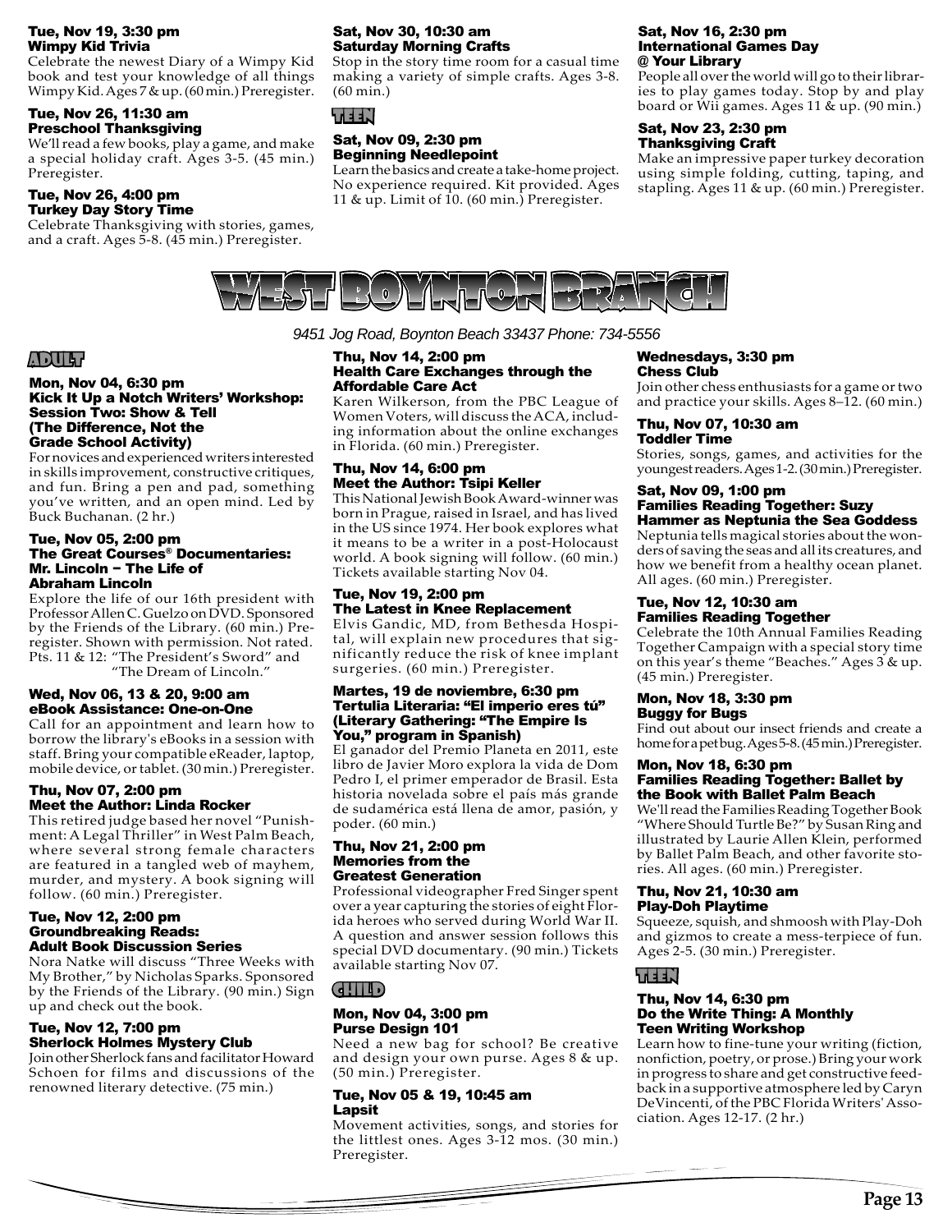**Tue, Nov 19, 3:30 pm**
**Wimpy Kid Trivia**

Celebrate the newest Diary of a Wimpy Kid book and test your knowledge of all things Wimpy Kid. Ages 7 & up. (60 min.) Preregister.

**Tue, Nov 26, 11:30 am**
**Preschool Thanksgiving**

We'll read a few books, play a game, and make a special holiday craft. Ages 3-5. (45 min.) Preregister.

**Tue, Nov 26, 4:00 pm**
**Turkey Day Story Time**

Celebrate Thanksgiving with stories, games, and a craft. Ages 5-8. (45 min.) Preregister.

**Sat, Nov 30, 10:30 am**
**Saturday Morning Crafts**

Stop in the story time room for a casual time making a variety of simple crafts. Ages 3-8. (60 min.)

### TEEN

**Sat, Nov 09, 2:30 pm**
**Beginning Needlepoint**

Learn the basics and create a take-home project. No experience required. Kit provided. Ages 11 & up. Limit of 10. (60 min.) Preregister.

**Sat, Nov 16, 2:30 pm**
**International Games Day @ Your Library**

People all over the world will go to their libraries to play games today. Stop by and play board or Wii games. Ages 11 & up. (90 min.)

**Sat, Nov 23, 2:30 pm**
**Thanksgiving Craft**

Make an impressive paper turkey decoration using simple folding, cutting, taping, and stapling. Ages 11 & up. (60 min.) Preregister.

# WEST BOYNTON BRANCH

*9451 Jog Road, Boynton Beach 33437 Phone: 734-5556*

### ADULT

**Mon, Nov 04, 6:30 pm**
**Kick It Up a Notch Writers' Workshop: Session Two: Show & Tell (The Difference, Not the Grade School Activity)**

For novices and experienced writers interested in skills improvement, constructive critiques, and fun. Bring a pen and pad, something you've written, and an open mind. Led by Buck Buchanan. (2 hr.)

**Tue, Nov 05, 2:00 pm**
**The Great Courses® Documentaries: Mr. Lincoln – The Life of Abraham Lincoln**

Explore the life of our 16th president with Professor Allen C. Guelzo on DVD. Sponsored by the Friends of the Library. (60 min.) Preregister. Shown with permission. Not rated. Pts. 11 & 12: "The President's Sword" and "The Dream of Lincoln."

**Wed, Nov 06, 13 & 20, 9:00 am**
**eBook Assistance: One-on-One**

Call for an appointment and learn how to borrow the library's eBooks in a session with staff. Bring your compatible eReader, laptop, mobile device, or tablet. (30 min.) Preregister.

**Thu, Nov 07, 2:00 pm**
**Meet the Author: Linda Rocker**

This retired judge based her novel "Punishment: A Legal Thriller" in West Palm Beach, where several strong female characters are featured in a tangled web of mayhem, murder, and mystery. A book signing will follow. (60 min.) Preregister.

**Tue, Nov 12, 2:00 pm**
**Groundbreaking Reads: Adult Book Discussion Series**

Nora Natke will discuss "Three Weeks with My Brother," by Nicholas Sparks. Sponsored by the Friends of the Library. (90 min.) Sign up and check out the book.

**Tue, Nov 12, 7:00 pm**
**Sherlock Holmes Mystery Club**

Join other Sherlock fans and facilitator Howard Schoen for films and discussions of the renowned literary detective. (75 min.)

**Thu, Nov 14, 2:00 pm**
**Health Care Exchanges through the Affordable Care Act**

Karen Wilkerson, from the PBC League of Women Voters, will discuss the ACA, including information about the online exchanges in Florida. (60 min.) Preregister.

**Thu, Nov 14, 6:00 pm**
**Meet the Author: Tsipi Keller**

This National Jewish Book Award-winner was born in Prague, raised in Israel, and has lived in the US since 1974. Her book explores what it means to be a writer in a post-Holocaust world. A book signing will follow. (60 min.) Tickets available starting Nov 04.

**Tue, Nov 19, 2:00 pm**
**The Latest in Knee Replacement**

Elvis Gandic, MD, from Bethesda Hospital, will explain new procedures that significantly reduce the risk of knee implant surgeries. (60 min.) Preregister.

**Martes, 19 de noviembre, 6:30 pm**
**Tertulia Literaria: "El imperio eres tú" (Literary Gathering: "The Empire Is You," program in Spanish)**

El ganador del Premio Planeta en 2011, este libro de Javier Moro explora la vida de Dom Pedro I, el primer emperador de Brasil. Esta historia novelada sobre el país más grande de sudamérica está llena de amor, pasión, y poder. (60 min.)

**Thu, Nov 21, 2:00 pm**
**Memories from the Greatest Generation**

Professional videographer Fred Singer spent over a year capturing the stories of eight Florida heroes who served during World War II. A question and answer session follows this special DVD documentary. (90 min.) Tickets available starting Nov 07.

### CHILD

**Mon, Nov 04, 3:00 pm**
**Purse Design 101**

Need a new bag for school? Be creative and design your own purse. Ages 8 & up. (50 min.) Preregister.

**Tue, Nov 05 & 19, 10:45 am**
**Lapsit**

Movement activities, songs, and stories for the littlest ones. Ages 3-12 mos. (30 min.) Preregister.

**Wednesdays, 3:30 pm**
**Chess Club**

Join other chess enthusiasts for a game or two and practice your skills. Ages 8–12. (60 min.)

**Thu, Nov 07, 10:30 am**
**Toddler Time**

Stories, songs, games, and activities for the youngest readers. Ages 1-2. (30 min.) Preregister.

**Sat, Nov 09, 1:00 pm**
**Families Reading Together: Suzy Hammer as Neptunia the Sea Goddess**

Neptunia tells magical stories about the wonders of saving the seas and all its creatures, and how we benefit from a healthy ocean planet. All ages. (60 min.) Preregister.

**Tue, Nov 12, 10:30 am**
**Families Reading Together**

Celebrate the 10th Annual Families Reading Together Campaign with a special story time on this year's theme "Beaches." Ages 3 & up. (45 min.) Preregister.

**Mon, Nov 18, 3:30 pm**
**Buggy for Bugs**

Find out about our insect friends and create a home for a pet bug. Ages 5-8. (45 min.) Preregister.

**Mon, Nov 18, 6:30 pm**
**Families Reading Together: Ballet by the Book with Ballet Palm Beach**

We'll read the Families Reading Together Book "Where Should Turtle Be?" by Susan Ring and illustrated by Laurie Allen Klein, performed by Ballet Palm Beach, and other favorite stories. All ages. (60 min.) Preregister.

**Thu, Nov 21, 10:30 am**
**Play-Doh Playtime**

Squeeze, squish, and shmoosh with Play-Doh and gizmos to create a mess-terpiece of fun. Ages 2-5. (30 min.) Preregister.

### TEEN

**Thu, Nov 14, 6:30 pm**
**Do the Write Thing: A Monthly Teen Writing Workshop**

Learn how to fine-tune your writing (fiction, nonfiction, poetry, or prose.) Bring your work in progress to share and get constructive feedback in a supportive atmosphere led by Caryn DeVincenti, of the PBC Florida Writers' Association. Ages 12-17. (2 hr.)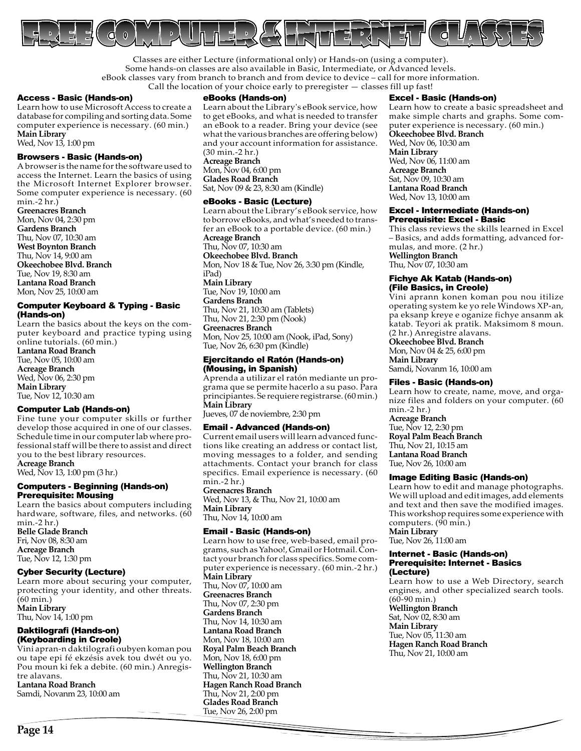# FREE COMPUTER & INTERNET CLASSES

Classes are either Lecture (informational only) or Hands-on (using a computer).
Some hands-on classes are also available in Basic, Intermediate, or Advanced levels.
eBook classes vary from branch to branch and from device to device – call for more information.
Call the location of your choice early to preregister — classes fill up fast!

### Access - Basic (Hands-on)

Learn how to use Microsoft Access to create a database for compiling and sorting data. Some computer experience is necessary. (60 min.)

**Main Library**
Wed, Nov 13, 1:00 pm

### Browsers - Basic (Hands-on)

A browser is the name for the software used to access the Internet. Learn the basics of using the Microsoft Internet Explorer browser. Some computer experience is necessary. (60 min.-2 hr.)

**Greenacres Branch**
Mon, Nov 04, 2:30 pm
**Gardens Branch**
Thu, Nov 07, 10:30 am
**West Boynton Branch**
Thu, Nov 14, 9:00 am
**Okeechobee Blvd. Branch**
Tue, Nov 19, 8:30 am
**Lantana Road Branch**
Mon, Nov 25, 10:00 am

### Computer Keyboard & Typing - Basic (Hands-on)

Learn the basics about the keys on the computer keyboard and practice typing using online tutorials. (60 min.)

**Lantana Road Branch**
Tue, Nov 05, 10:00 am
**Acreage Branch**
Wed, Nov 06, 2:30 pm
**Main Library**
Tue, Nov 12, 10:30 am

### Computer Lab (Hands-on)

Fine tune your computer skills or further develop those acquired in one of our classes. Schedule time in our computer lab where professional staff will be there to assist and direct you to the best library resources.

**Acreage Branch**
Wed, Nov 13, 1:00 pm (3 hr.)

### Computers - Beginning (Hands-on) Prerequisite: Mousing

Learn the basics about computers including hardware, software, files, and networks. (60 min.-2 hr.)

**Belle Glade Branch**
Fri, Nov 08, 8:30 am
**Acreage Branch**
Tue, Nov 12, 1:30 pm

### Cyber Security (Lecture)

Learn more about securing your computer, protecting your identity, and other threats. (60 min.)

**Main Library**
Thu, Nov 14, 1:00 pm

### Daktilografi (Hands-on) (Keyboarding in Creole)

Vini apran-n daktilografi oubyen koman pou ou tape epi fé ekzésis avek tou dwét ou yo. Pou moun ki fek a debite. (60 min.) Anregistre alavans.

**Lantana Road Branch**
Samdi, Novanm 23, 10:00 am

### eBooks (Hands-on)

Learn about the Library's eBook service, how to get eBooks, and what is needed to transfer an eBook to a reader. Bring your device (see what the various branches are offering below) and your account information for assistance. (30 min.-2 hr.)

**Acreage Branch**
Mon, Nov 04, 6:00 pm
**Glades Road Branch**
Sat, Nov 09 & 23, 8:30 am (Kindle)

### eBooks - Basic (Lecture)

Learn about the Library's eBook service, how to borrow eBooks, and what's needed to transfer an eBook to a portable device. (60 min.)

**Acreage Branch**
Thu, Nov 07, 10:30 am
**Okeechobee Blvd. Branch**
Mon, Nov 18 & Tue, Nov 26, 3:30 pm (Kindle, iPad)
**Main Library**
Tue, Nov 19, 10:00 am
**Gardens Branch**
Thu, Nov 21, 10:30 am (Tablets)
Thu, Nov 21, 2:30 pm (Nook)
**Greenacres Branch**
Mon, Nov 25, 10:00 am (Nook, iPad, Sony)
Tue, Nov 26, 6:30 pm (Kindle)

### Ejercitando el Ratón (Hands-on) (Mousing, in Spanish)

Aprenda a utilizar el ratón mediante un programa que se permite hacerlo a su paso. Para principiantes. Se requiere registrarse. (60 min.)

**Main Library**
Jueves, 07 de noviembre, 2:30 pm

### Email - Advanced (Hands-on)

Current email users will learn advanced functions like creating an address or contact list, moving messages to a folder, and sending attachments. Contact your branch for class specifics. Email experience is necessary. (60 min.-2 hr.)

**Greenacres Branch**
Wed, Nov 13, & Thu, Nov 21, 10:00 am
**Main Library**
Thu, Nov 14, 10:00 am

### Email - Basic (Hands-on)

Learn how to use free, web-based, email programs, such as Yahoo!, Gmail or Hotmail. Contact your branch for class specifics. Some computer experience is necessary. (60 min.-2 hr.)

**Main Library**
Thu, Nov 07, 10:00 am
**Greenacres Branch**
Thu, Nov 07, 2:30 pm
**Gardens Branch**
Thu, Nov 14, 10:30 am
**Lantana Road Branch**
Mon, Nov 18, 10:00 am
**Royal Palm Beach Branch**
Mon, Nov 18, 6:00 pm
**Wellington Branch**
Thu, Nov 21, 10:30 am
**Hagen Ranch Road Branch**
Thu, Nov 21, 2:00 pm
**Glades Road Branch**
Tue, Nov 26, 2:00 pm

### Excel - Basic (Hands-on)

Learn how to create a basic spreadsheet and make simple charts and graphs. Some computer experience is necessary. (60 min.)

**Okeechobee Blvd. Branch**
Wed, Nov 06, 10:30 am
**Main Library**
Wed, Nov 06, 11:00 am
**Acreage Branch**
Sat, Nov 09, 10:30 am
**Lantana Road Branch**
Wed, Nov 13, 10:00 am

### Excel - Intermediate (Hands-on) Prerequisite: Excel - Basic

This class reviews the skills learned in Excel – Basics, and adds formatting, advanced formulas, and more. (2 hr.)

**Wellington Branch**
Thu, Nov 07, 10:30 am

### Fichye Ak Katab (Hands-on) (File Basics, in Creole)

Vini aprann konen koman pou nou itilize operating system ke yo rele Windows XP-an, pa eksanp kreye e oganize fichye ansanm ak katab. Teyori ak pratik. Maksimom 8 moun. (2 hr.) Anregistre alavans.

**Okeechobee Blvd. Branch**
Mon, Nov 04 & 25, 6:00 pm
**Main Library**
Samdi, Novanm 16, 10:00 am

### Files - Basic (Hands-on)

Learn how to create, name, move, and organize files and folders on your computer. (60 min.-2 hr.)

**Acreage Branch**
Tue, Nov 12, 2:30 pm
**Royal Palm Beach Branch**
Thu, Nov 21, 10:15 am
**Lantana Road Branch**
Tue, Nov 26, 10:00 am

### Image Editing Basic (Hands-on)

Learn how to edit and manage photographs. We will upload and edit images, add elements and text and then save the modified images. This workshop requires some experience with computers. (90 min.)

**Main Library**
Tue, Nov 26, 11:00 am

### Internet - Basic (Hands-on) Prerequisite: Internet - Basics (Lecture)

Learn how to use a Web Directory, search engines, and other specialized search tools. (60-90 min.)

**Wellington Branch**
Sat, Nov 02, 8:30 am
**Main Library**
Tue, Nov 05, 11:30 am
**Hagen Ranch Road Branch**
Thu, Nov 21, 10:00 am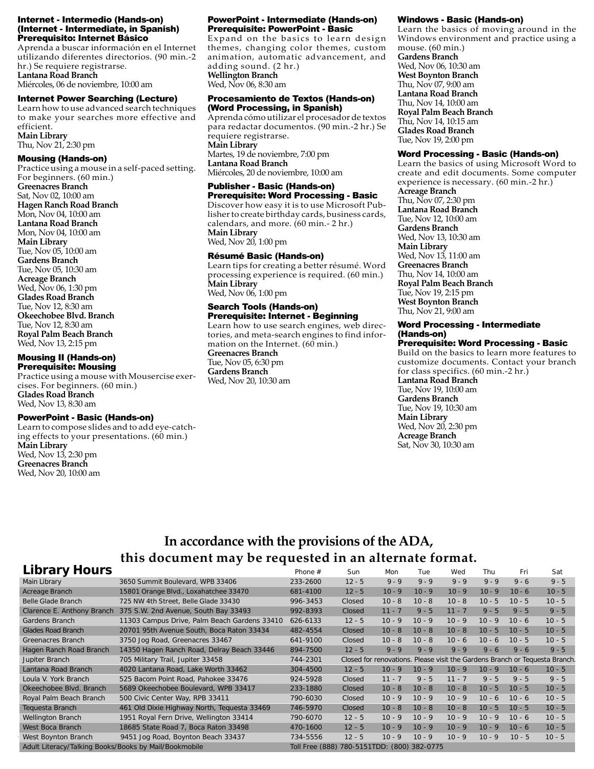### Internet - Intermedio (Hands-on) (Internet - Intermediate, in Spanish)
### Prerequisito: Internet Básico

Aprenda a buscar información en el Internet utilizando diferentes directorios. (90 min.-2 hr.) Se requiere registrarse.

**Lantana Road Branch**
Miércoles, 06 de noviembre, 10:00 am

### Internet Power Searching (Lecture)

Learn how to use advanced search techniques to make your searches more effective and efficient.

**Main Library**
Thu, Nov 21, 2:30 pm

### Mousing (Hands-on)

Practice using a mouse in a self-paced setting. For beginners. (60 min.)

**Greenacres Branch**
Sat, Nov 02, 10:00 am
**Hagen Ranch Road Branch**
Mon, Nov 04, 10:00 am
**Lantana Road Branch**
Mon, Nov 04, 10:00 am
**Main Library**
Tue, Nov 05, 10:00 am
**Gardens Branch**
Tue, Nov 05, 10:30 am
**Acreage Branch**
Wed, Nov 06, 1:30 pm
**Glades Road Branch**
Tue, Nov 12, 8:30 am
**Okeechobee Blvd. Branch**
Tue, Nov 12, 8:30 am
**Royal Palm Beach Branch**
Wed, Nov 13, 2:15 pm

### Mousing II (Hands-on)
### Prerequisite: Mousing

Practice using a mouse with Mousercise exercises. For beginners. (60 min.)

**Glades Road Branch**
Wed, Nov 13, 8:30 am

### PowerPoint - Basic (Hands-on)

Learn to compose slides and to add eye-catching effects to your presentations. (60 min.)

**Main Library**
Wed, Nov 13, 2:30 pm
**Greenacres Branch**
Wed, Nov 20, 10:00 am

### PowerPoint - Intermediate (Hands-on)
### Prerequisite: PowerPoint - Basic

Expand on the basics to learn design themes, changing color themes, custom animation, automatic advancement, and adding sound. (2 hr.)

**Wellington Branch**
Wed, Nov 06, 8:30 am

### Procesamiento de Textos (Hands-on) (Word Processing, in Spanish)

Aprenda cómo utilizar el procesador de textos para redactar documentos. (90 min.-2 hr.) Se requiere registrarse.

**Main Library**
Martes, 19 de noviembre, 7:00 pm
**Lantana Road Branch**
Miércoles, 20 de noviembre, 10:00 am

### Publisher - Basic (Hands-on)
### Prerequisite: Word Processing - Basic

Discover how easy it is to use Microsoft Publisher to create birthday cards, business cards, calendars, and more. (60 min.- 2 hr.)

**Main Library**
Wed, Nov 20, 1:00 pm

### Résumé Basic (Hands-on)

Learn tips for creating a better résumé. Word processing experience is required. (60 min.)

**Main Library**
Wed, Nov 06, 1:00 pm

### Search Tools (Hands-on)
### Prerequisite: Internet - Beginning

Learn how to use search engines, web directories, and meta-search engines to find information on the Internet. (60 min.)

**Greenacres Branch**
Tue, Nov 05, 6:30 pm
**Gardens Branch**
Wed, Nov 20, 10:30 am

### Windows - Basic (Hands-on)

Learn the basics of moving around in the Windows environment and practice using a mouse. (60 min.)

**Gardens Branch**
Wed, Nov 06, 10:30 am
**West Boynton Branch**
Thu, Nov 07, 9:00 am
**Lantana Road Branch**
Thu, Nov 14, 10:00 am
**Royal Palm Beach Branch**
Thu, Nov 14, 10:15 am
**Glades Road Branch**
Tue, Nov 19, 2:00 pm

### Word Processing - Basic (Hands-on)

Learn the basics of using Microsoft Word to create and edit documents. Some computer experience is necessary. (60 min.-2 hr.)

**Acreage Branch**
Thu, Nov 07, 2:30 pm
**Lantana Road Branch**
Tue, Nov 12, 10:00 am
**Gardens Branch**
Wed, Nov 13, 10:30 am
**Main Library**
Wed, Nov 13, 11:00 am
**Greenacres Branch**
Thu, Nov 14, 10:00 am
**Royal Palm Beach Branch**
Tue, Nov 19, 2:15 pm
**West Boynton Branch**
Thu, Nov 21, 9:00 am

### Word Processing - Intermediate (Hands-on)
### Prerequisite: Word Processing - Basic

Build on the basics to learn more features to customize documents. Contact your branch for class specifics. (60 min.-2 hr.)

**Lantana Road Branch**
Tue, Nov 19, 10:00 am
**Gardens Branch**
Tue, Nov 19, 10:30 am
**Main Library**
Wed, Nov 20, 2:30 pm
**Acreage Branch**
Sat, Nov 30, 10:30 am

**In accordance with the provisions of the ADA, this document may be requested in an alternate format.**

## Library Hours

| | | Phone # | Sun | Mon | Tue | Wed | Thu | Fri | Sat |
|---|---|---|---|---|---|---|---|---|---|
| Main Library | 3650 Summit Boulevard, WPB 33406 | 233-2600 | 12 - 5 | 9 - 9 | 9 - 9 | 9 - 9 | 9 - 9 | 9 - 6 | 9 - 5 |
| Acreage Branch | 15801 Orange Blvd., Loxahatchee 33470 | 681-4100 | 12 - 5 | 10 - 9 | 10 - 9 | 10 - 9 | 10 - 9 | 10 - 6 | 10 - 5 |
| Belle Glade Branch | 725 NW 4th Street, Belle Glade 33430 | 996-3453 | Closed | 10 - 8 | 10 - 8 | 10 - 8 | 10 - 5 | 10 - 5 | 10 - 5 |
| Clarence E. Anthony Branch | 375 S.W. 2nd Avenue, South Bay 33493 | 992-8393 | Closed | 11 - 7 | 9 - 5 | 11 - 7 | 9 - 5 | 9 - 5 | 9 - 5 |
| Gardens Branch | 11303 Campus Drive, Palm Beach Gardens 33410 | 626-6133 | 12 - 5 | 10 - 9 | 10 - 9 | 10 - 9 | 10 - 9 | 10 - 6 | 10 - 5 |
| Glades Road Branch | 20701 95th Avenue South, Boca Raton 33434 | 482-4554 | Closed | 10 - 8 | 10 - 8 | 10 - 8 | 10 - 5 | 10 - 5 | 10 - 5 |
| Greenacres Branch | 3750 Jog Road, Greenacres 33467 | 641-9100 | Closed | 10 - 8 | 10 - 8 | 10 - 6 | 10 - 6 | 10 - 5 | 10 - 5 |
| Hagen Ranch Road Branch | 14350 Hagen Ranch Road, Delray Beach 33446 | 894-7500 | 12 - 5 | 9 - 9 | 9 - 9 | 9 - 9 | 9 - 6 | 9 - 6 | 9 - 5 |
| Jupiter Branch | 705 Military Trail, Jupiter 33458 | 744-2301 | Closed for renovations. Please visit the Gardens Branch or Tequesta Branch. | | | | | | |
| Lantana Road Branch | 4020 Lantana Road, Lake Worth 33462 | 304-4500 | 12 - 5 | 10 - 9 | 10 - 9 | 10 - 9 | 10 - 9 | 10 - 6 | 10 - 5 |
| Loula V. York Branch | 525 Bacom Point Road, Pahokee 33476 | 924-5928 | Closed | 11 - 7 | 9 - 5 | 11 - 7 | 9 - 5 | 9 - 5 | 9 - 5 |
| Okeechobee Blvd. Branch | 5689 Okeechobee Boulevard, WPB 33417 | 233-1880 | Closed | 10 - 8 | 10 - 8 | 10 - 8 | 10 - 5 | 10 - 5 | 10 - 5 |
| Royal Palm Beach Branch | 500 Civic Center Way, RPB 33411 | 790-6030 | Closed | 10 - 9 | 10 - 9 | 10 - 9 | 10 - 6 | 10 - 6 | 10 - 5 |
| Tequesta Branch | 461 Old Dixie Highway North, Tequesta 33469 | 746-5970 | Closed | 10 - 8 | 10 - 8 | 10 - 8 | 10 - 5 | 10 - 5 | 10 - 5 |
| Wellington Branch | 1951 Royal Fern Drive, Wellington 33414 | 790-6070 | 12 - 5 | 10 - 9 | 10 - 9 | 10 - 9 | 10 - 9 | 10 - 6 | 10 - 5 |
| West Boca Branch | 18685 State Road 7, Boca Raton 33498 | 470-1600 | 12 - 5 | 10 - 9 | 10 - 9 | 10 - 9 | 10 - 9 | 10 - 6 | 10 - 5 |
| West Boynton Branch | 9451 Jog Road, Boynton Beach 33437 | 734-5556 | 12 - 5 | 10 - 9 | 10 - 9 | 10 - 9 | 10 - 9 | 10 - 5 | 10 - 5 |
| Adult Literacy/Talking Books/Books by Mail/Bookmobile | | Toll Free (888) 780-5151TDD: (800) 382-0775 | | | | | | | |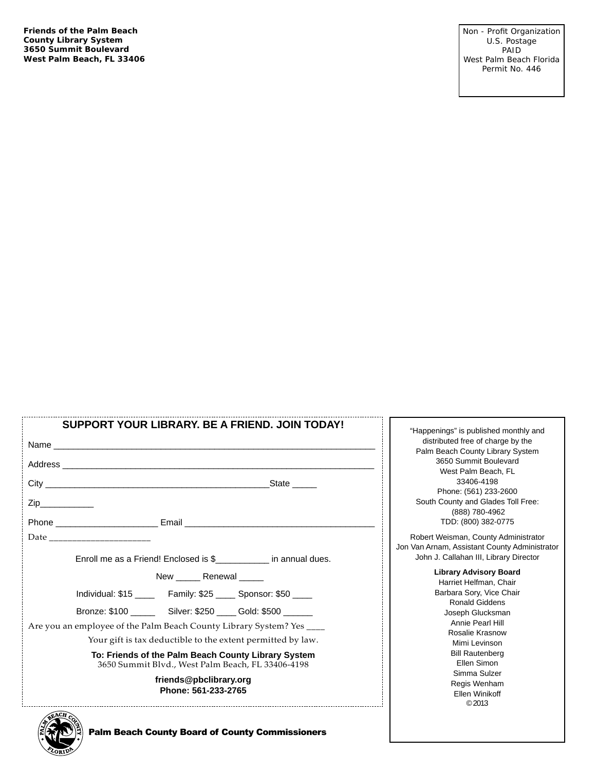**Friends of the Palm Beach County Library System**
**3650 Summit Boulevard**
**West Palm Beach, FL 33406**

Non - Profit Organization
U.S. Postage
PAID
West Palm Beach Florida
Permit No. 446

## SUPPORT YOUR LIBRARY. BE A FRIEND. JOIN TODAY!

Name ___________________________________________________________________

Address _________________________________________________________________

City _______________________________________________State _____

Zip___________

Phone _____________________ Email ______________________________________

Date ______________________

Enroll me as a Friend! Enclosed is $___________ in annual dues.

New _____ Renewal _____

Individual: $15 ____ Family: $25 ____ Sponsor: $50 ____

Bronze: $100 _____ Silver: $250 ____ Gold: $500 ______

Are you an employee of the Palm Beach County Library System? Yes ____

Your gift is tax deductible to the extent permitted by law.

**To: Friends of the Palm Beach County Library System**
3650 Summit Blvd., West Palm Beach, FL 33406-4198

**friends@pbclibrary.org**
**Phone: 561-233-2765**

“Happenings” is published monthly and distributed free of charge by the
Palm Beach County Library System
3650 Summit Boulevard
West Palm Beach, FL
33406-4198
Phone: (561) 233-2600
South County and Glades Toll Free:
(888) 780-4962
TDD: (800) 382-0775

Robert Weisman, County Administrator
Jon Van Arnam, Assistant County Administrator
John J. Callahan III, Library Director

**Library Advisory Board**
Harriet Helfman, Chair
Barbara Sory, Vice Chair
Ronald Giddens
Joseph Glucksman
Annie Pearl Hill
Rosalie Krasnow
Mimi Levinson
Bill Rautenberg
Ellen Simon
Simma Sulzer
Regis Wenham
Ellen Winikoff
© 2013

PALM BEACH COUNTY FLORIDA

**Palm Beach County Board of County Commissioners**